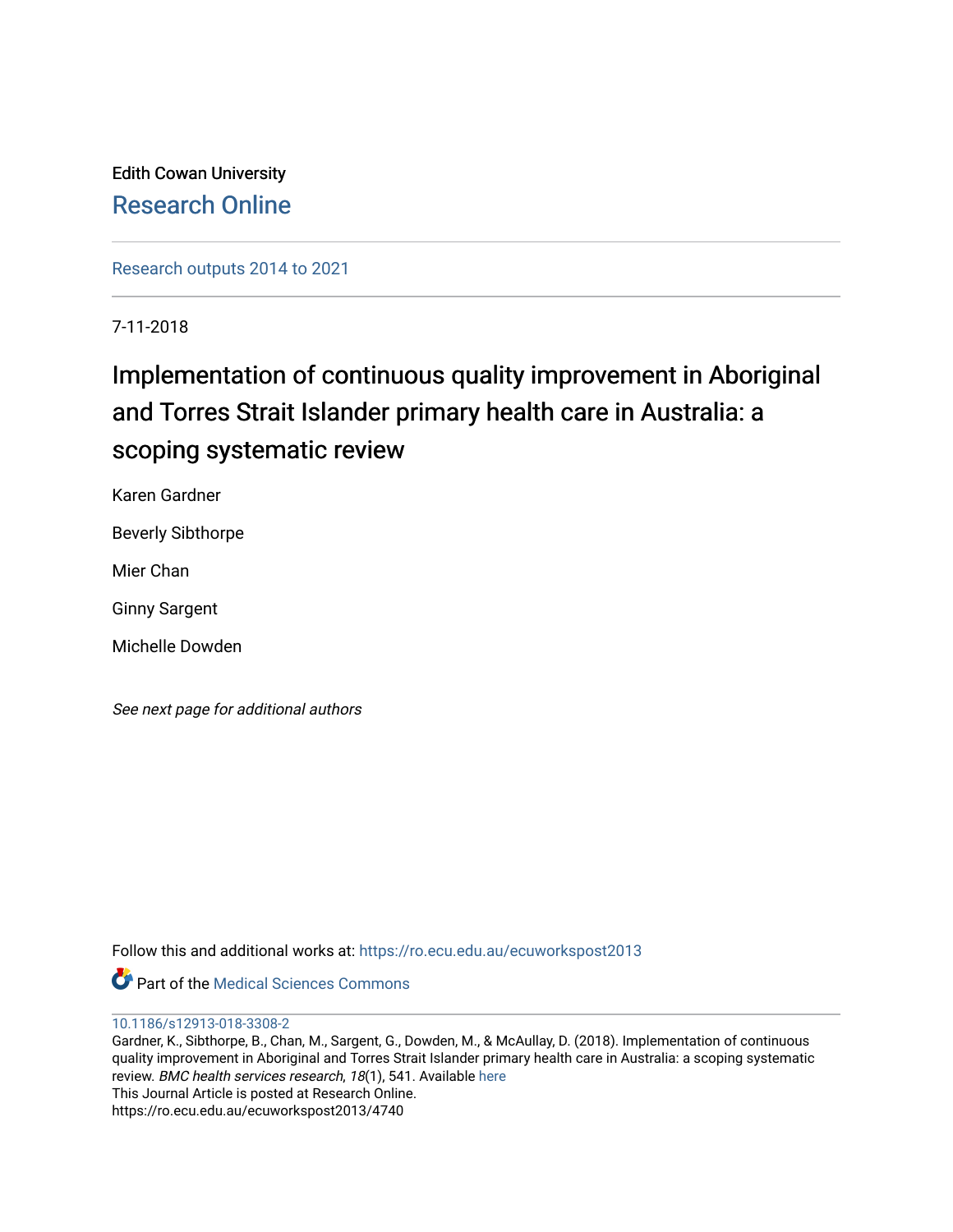Edith Cowan University

Research Online

Research outputs 2014 to 2021

7-11-2018

# Implementation of continuous quality improvement in Aboriginal and Torres Strait Islander primary health care in Australia: a scoping systematic review

Karen Gardner

Beverly Sibthorpe

Mier Chan

Ginny Sargent

Michelle Dowden

*See next page for additional authors*

Follow this and additional works at: https://ro.ecu.edu.au/ecuworkspost2013

Part of the Medical Sciences Commons

10.1186/s12913-018-3308-2

Gardner, K., Sibthorpe, B., Chan, M., Sargent, G., Dowden, M., & McAullay, D. (2018). Implementation of continuous quality improvement in Aboriginal and Torres Strait Islander primary health care in Australia: a scoping systematic review. *BMC health services research*, *18*(1), 541. Available here

This Journal Article is posted at Research Online.

https://ro.ecu.edu.au/ecuworkspost2013/4740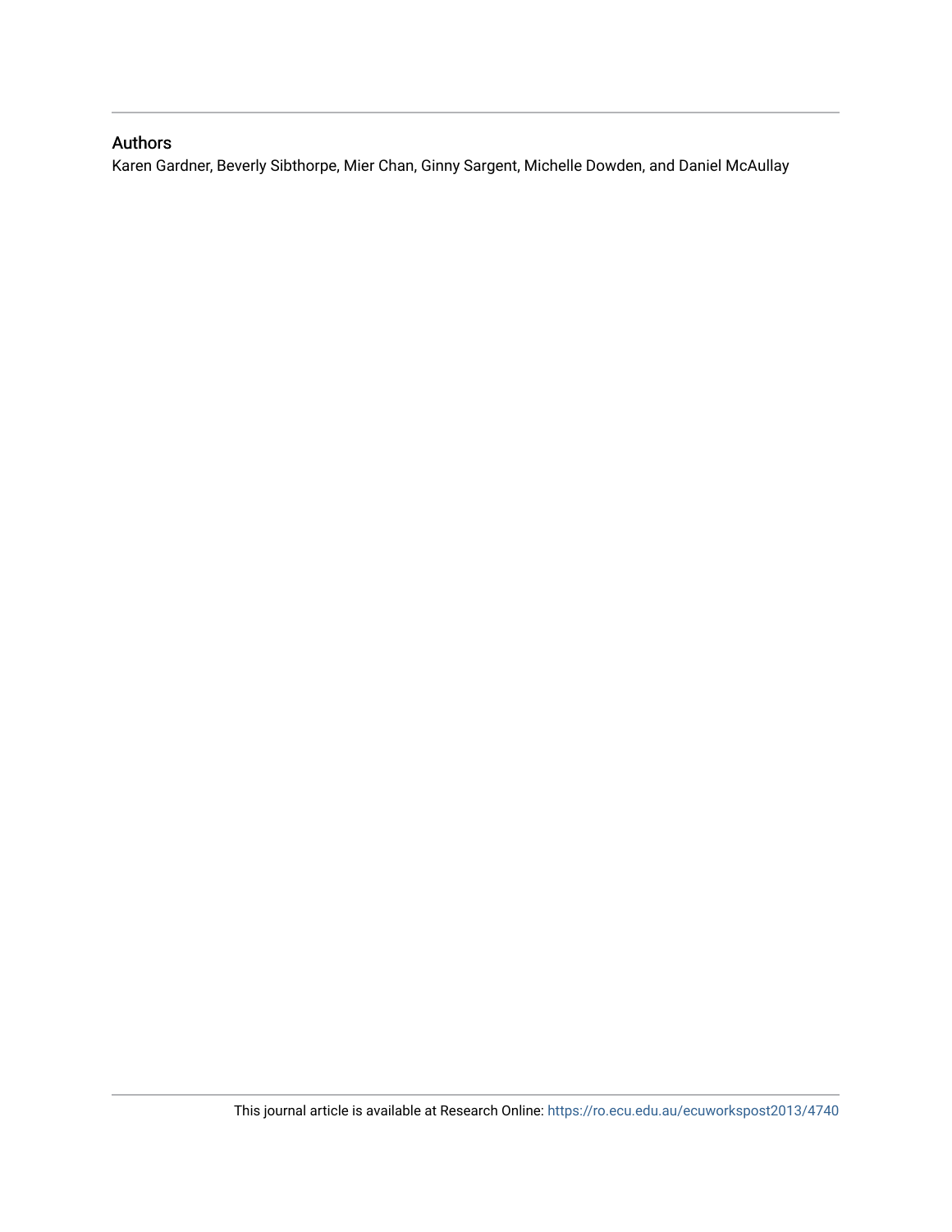## Authors

Karen Gardner, Beverly Sibthorpe, Mier Chan, Ginny Sargent, Michelle Dowden, and Daniel McAullay

This journal article is available at Research Online: https://ro.ecu.edu.au/ecuworkspost2013/4740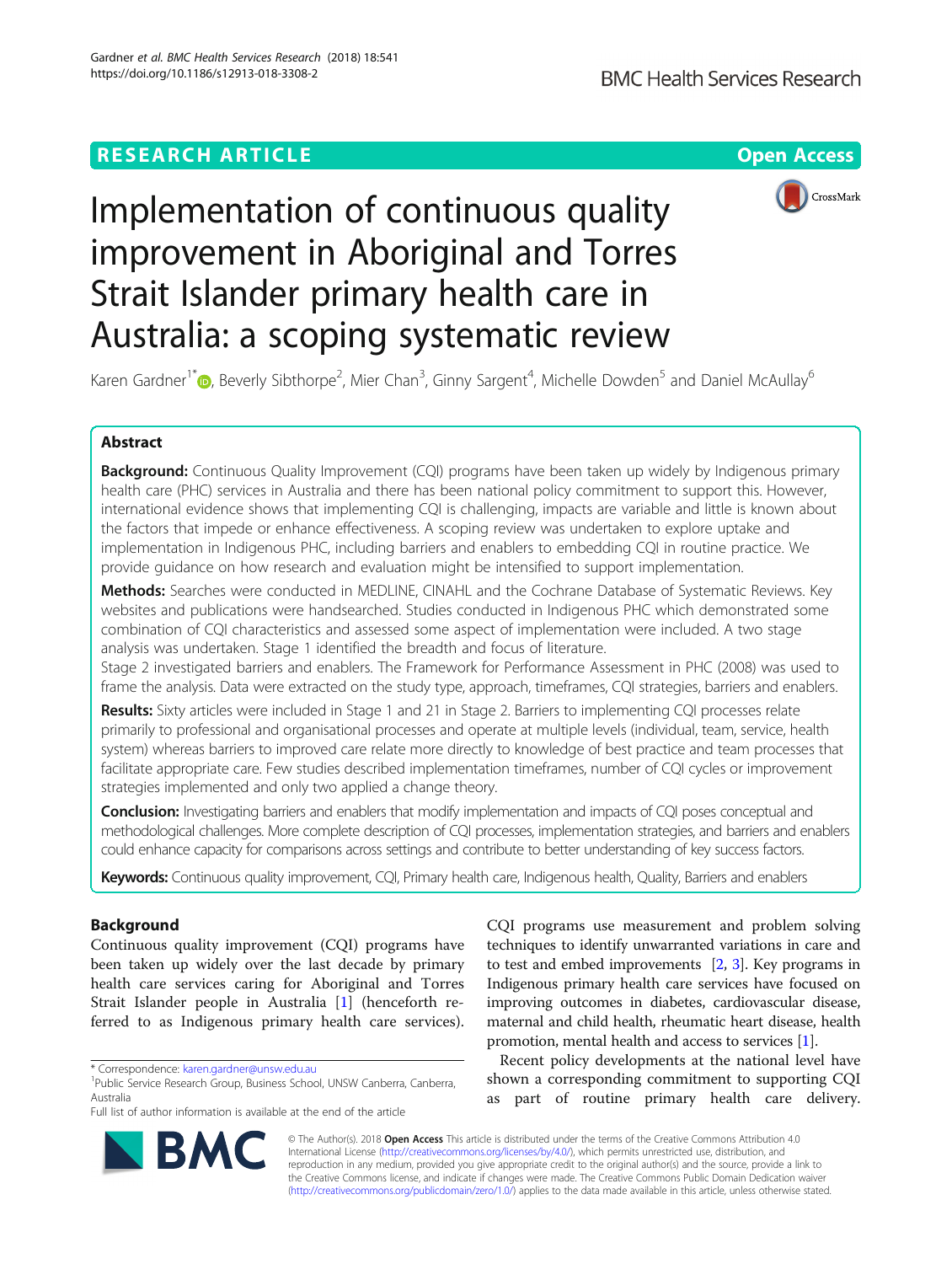# Implementation of continuous quality improvement in Aboriginal and Torres Strait Islander primary health care in Australia: a scoping systematic review

Karen Gardner[1*], Beverly Sibthorpe[2], Mier Chan[3], Ginny Sargent[4], Michelle Dowden[5] and Daniel McAullay[6]

## Abstract

**Background:** Continuous Quality Improvement (CQI) programs have been taken up widely by Indigenous primary health care (PHC) services in Australia and there has been national policy commitment to support this. However, international evidence shows that implementing CQI is challenging, impacts are variable and little is known about the factors that impede or enhance effectiveness. A scoping review was undertaken to explore uptake and implementation in Indigenous PHC, including barriers and enablers to embedding CQI in routine practice. We provide guidance on how research and evaluation might be intensified to support implementation.

**Methods:** Searches were conducted in MEDLINE, CINAHL and the Cochrane Database of Systematic Reviews. Key websites and publications were handsearched. Studies conducted in Indigenous PHC which demonstrated some combination of CQI characteristics and assessed some aspect of implementation were included. A two stage analysis was undertaken. Stage 1 identified the breadth and focus of literature.
Stage 2 investigated barriers and enablers. The Framework for Performance Assessment in PHC (2008) was used to frame the analysis. Data were extracted on the study type, approach, timeframes, CQI strategies, barriers and enablers.

**Results:** Sixty articles were included in Stage 1 and 21 in Stage 2. Barriers to implementing CQI processes relate primarily to professional and organisational processes and operate at multiple levels (individual, team, service, health system) whereas barriers to improved care relate more directly to knowledge of best practice and team processes that facilitate appropriate care. Few studies described implementation timeframes, number of CQI cycles or improvement strategies implemented and only two applied a change theory.

**Conclusion:** Investigating barriers and enablers that modify implementation and impacts of CQI poses conceptual and methodological challenges. More complete description of CQI processes, implementation strategies, and barriers and enablers could enhance capacity for comparisons across settings and contribute to better understanding of key success factors.

**Keywords:** Continuous quality improvement, CQI, Primary health care, Indigenous health, Quality, Barriers and enablers

## Background

Continuous quality improvement (CQI) programs have been taken up widely over the last decade by primary health care services caring for Aboriginal and Torres Strait Islander people in Australia [1] (henceforth referred to as Indigenous primary health care services). CQI programs use measurement and problem solving techniques to identify unwarranted variations in care and to test and embed improvements [2, 3]. Key programs in Indigenous primary health care services have focused on improving outcomes in diabetes, cardiovascular disease, maternal and child health, rheumatic heart disease, health promotion, mental health and access to services [1].

Recent policy developments at the national level have shown a corresponding commitment to supporting CQI as part of routine primary health care delivery.

\* Correspondence: karen.gardner@unsw.edu.au
[1]Public Service Research Group, Business School, UNSW Canberra, Canberra, Australia
Full list of author information is available at the end of the article

© The Author(s). 2018 **Open Access** This article is distributed under the terms of the Creative Commons Attribution 4.0 International License (http://creativecommons.org/licenses/by/4.0/), which permits unrestricted use, distribution, and reproduction in any medium, provided you give appropriate credit to the original author(s) and the source, provide a link to the Creative Commons license, and indicate if changes were made. The Creative Commons Public Domain Dedication waiver (http://creativecommons.org/publicdomain/zero/1.0/) applies to the data made available in this article, unless otherwise stated.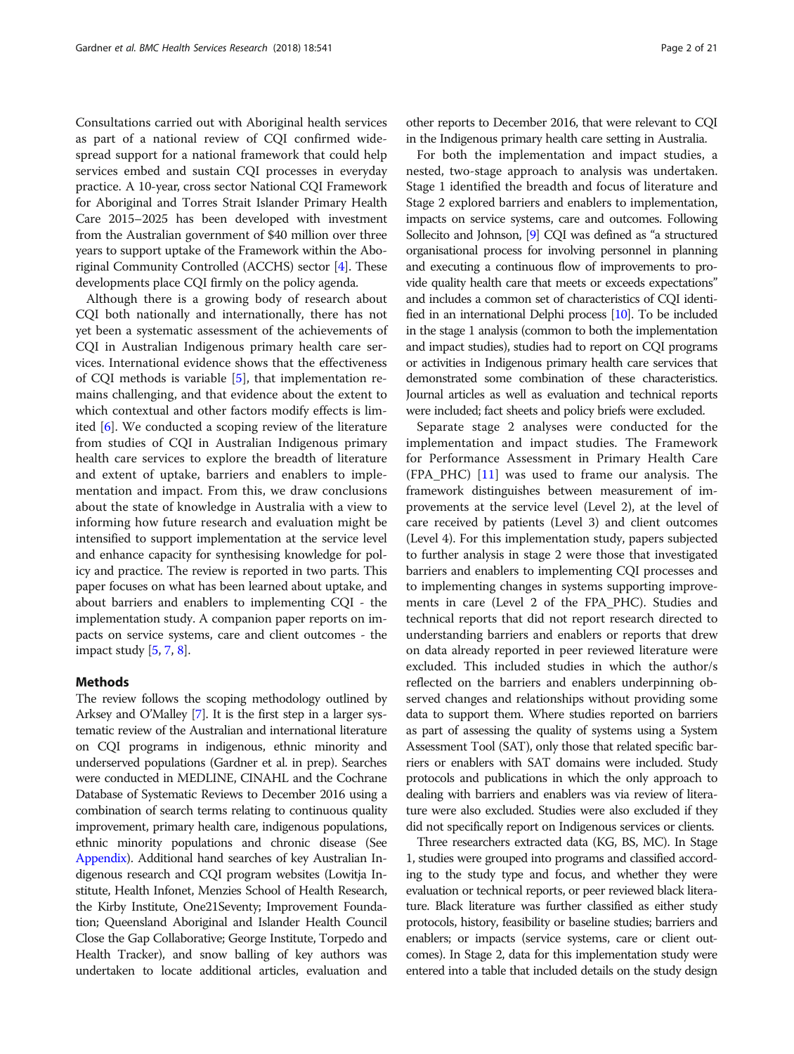Consultations carried out with Aboriginal health services as part of a national review of CQI confirmed widespread support for a national framework that could help services embed and sustain CQI processes in everyday practice. A 10-year, cross sector National CQI Framework for Aboriginal and Torres Strait Islander Primary Health Care 2015–2025 has been developed with investment from the Australian government of $40 million over three years to support uptake of the Framework within the Aboriginal Community Controlled (ACCHS) sector [4]. These developments place CQI firmly on the policy agenda.

Although there is a growing body of research about CQI both nationally and internationally, there has not yet been a systematic assessment of the achievements of CQI in Australian Indigenous primary health care services. International evidence shows that the effectiveness of CQI methods is variable [5], that implementation remains challenging, and that evidence about the extent to which contextual and other factors modify effects is limited [6]. We conducted a scoping review of the literature from studies of CQI in Australian Indigenous primary health care services to explore the breadth of literature and extent of uptake, barriers and enablers to implementation and impact. From this, we draw conclusions about the state of knowledge in Australia with a view to informing how future research and evaluation might be intensified to support implementation at the service level and enhance capacity for synthesising knowledge for policy and practice. The review is reported in two parts. This paper focuses on what has been learned about uptake, and about barriers and enablers to implementing CQI - the implementation study. A companion paper reports on impacts on service systems, care and client outcomes - the impact study [5, 7, 8].

## Methods

The review follows the scoping methodology outlined by Arksey and O'Malley [7]. It is the first step in a larger systematic review of the Australian and international literature on CQI programs in indigenous, ethnic minority and underserved populations (Gardner et al. in prep). Searches were conducted in MEDLINE, CINAHL and the Cochrane Database of Systematic Reviews to December 2016 using a combination of search terms relating to continuous quality improvement, primary health care, indigenous populations, ethnic minority populations and chronic disease (See Appendix). Additional hand searches of key Australian Indigenous research and CQI program websites (Lowitja Institute, Health Infonet, Menzies School of Health Research, the Kirby Institute, One21Seventy; Improvement Foundation; Queensland Aboriginal and Islander Health Council Close the Gap Collaborative; George Institute, Torpedo and Health Tracker), and snow balling of key authors was undertaken to locate additional articles, evaluation and other reports to December 2016, that were relevant to CQI in the Indigenous primary health care setting in Australia.

For both the implementation and impact studies, a nested, two-stage approach to analysis was undertaken. Stage 1 identified the breadth and focus of literature and Stage 2 explored barriers and enablers to implementation, impacts on service systems, care and outcomes. Following Sollecito and Johnson, [9] CQI was defined as "a structured organisational process for involving personnel in planning and executing a continuous flow of improvements to provide quality health care that meets or exceeds expectations" and includes a common set of characteristics of CQI identified in an international Delphi process [10]. To be included in the stage 1 analysis (common to both the implementation and impact studies), studies had to report on CQI programs or activities in Indigenous primary health care services that demonstrated some combination of these characteristics. Journal articles as well as evaluation and technical reports were included; fact sheets and policy briefs were excluded.

Separate stage 2 analyses were conducted for the implementation and impact studies. The Framework for Performance Assessment in Primary Health Care (FPA_PHC) [11] was used to frame our analysis. The framework distinguishes between measurement of improvements at the service level (Level 2), at the level of care received by patients (Level 3) and client outcomes (Level 4). For this implementation study, papers subjected to further analysis in stage 2 were those that investigated barriers and enablers to implementing CQI processes and to implementing changes in systems supporting improvements in care (Level 2 of the FPA_PHC). Studies and technical reports that did not report research directed to understanding barriers and enablers or reports that drew on data already reported in peer reviewed literature were excluded. This included studies in which the author/s reflected on the barriers and enablers underpinning observed changes and relationships without providing some data to support them. Where studies reported on barriers as part of assessing the quality of systems using a System Assessment Tool (SAT), only those that related specific barriers or enablers with SAT domains were included. Study protocols and publications in which the only approach to dealing with barriers and enablers was via review of literature were also excluded. Studies were also excluded if they did not specifically report on Indigenous services or clients.

Three researchers extracted data (KG, BS, MC). In Stage 1, studies were grouped into programs and classified according to the study type and focus, and whether they were evaluation or technical reports, or peer reviewed black literature. Black literature was further classified as either study protocols, history, feasibility or baseline studies; barriers and enablers; or impacts (service systems, care or client outcomes). In Stage 2, data for this implementation study were entered into a table that included details on the study design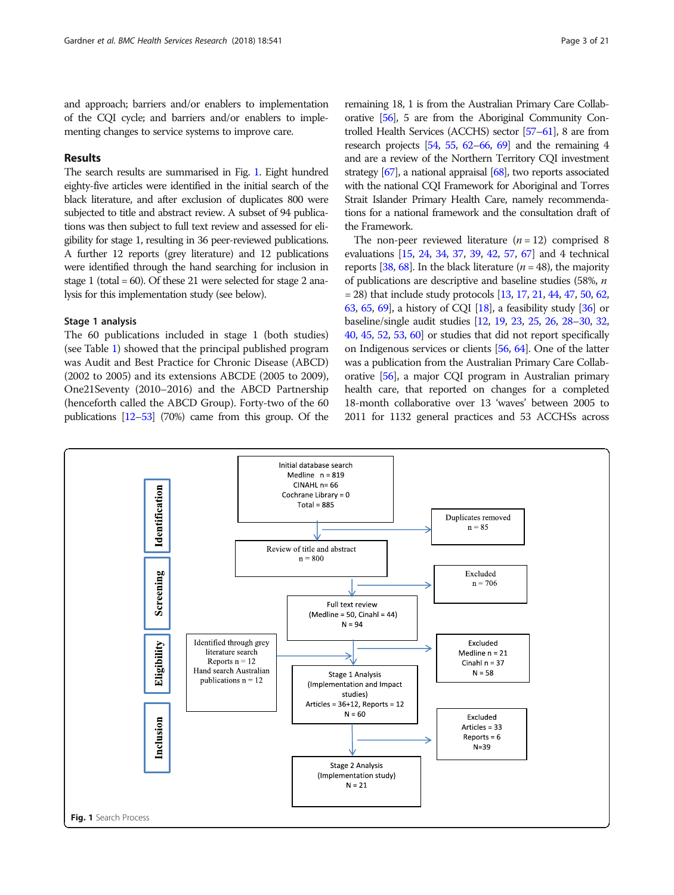and approach; barriers and/or enablers to implementation of the CQI cycle; and barriers and/or enablers to implementing changes to service systems to improve care.

## Results

The search results are summarised in Fig. 1. Eight hundred eighty-five articles were identified in the initial search of the black literature, and after exclusion of duplicates 800 were subjected to title and abstract review. A subset of 94 publications was then subject to full text review and assessed for eligibility for stage 1, resulting in 36 peer-reviewed publications. A further 12 reports (grey literature) and 12 publications were identified through the hand searching for inclusion in stage 1 (total = 60). Of these 21 were selected for stage 2 analysis for this implementation study (see below).

### Stage 1 analysis

The 60 publications included in stage 1 (both studies) (see Table 1) showed that the principal published program was Audit and Best Practice for Chronic Disease (ABCD) (2002 to 2005) and its extensions ABCDE (2005 to 2009), One21Seventy (2010–2016) and the ABCD Partnership (henceforth called the ABCD Group). Forty-two of the 60 publications [12–53] (70%) came from this group. Of the remaining 18, 1 is from the Australian Primary Care Collaborative [56], 5 are from the Aboriginal Community Controlled Health Services (ACCHS) sector [57–61], 8 are from research projects [54, 55, 62–66, 69] and the remaining 4 and are a review of the Northern Territory CQI investment strategy [67], a national appraisal [68], two reports associated with the national CQI Framework for Aboriginal and Torres Strait Islander Primary Health Care, namely recommendations for a national framework and the consultation draft of the Framework.

The non-peer reviewed literature ($n = 12$) comprised 8 evaluations [15, 24, 34, 37, 39, 42, 57, 67] and 4 technical reports [38, 68]. In the black literature ($n = 48$), the majority of publications are descriptive and baseline studies (58%, $n = 28$) that include study protocols [13, 17, 21, 44, 47, 50, 62, 63, 65, 69], a history of CQI [18], a feasibility study [36] or baseline/single audit studies [12, 19, 23, 25, 26, 28–30, 32, 40, 45, 52, 53, 60] or studies that did not report specifically on Indigenous services or clients [56, 64]. One of the latter was a publication from the Australian Primary Care Collaborative [56], a major CQI program in Australian primary health care, that reported on changes for a completed 18-month collaborative over 13 'waves' between 2005 to 2011 for 1132 general practices and 53 ACCHSs across

**Identification**

Initial database search
Medline n = 819
CINAHL n= 66
Cochrane Library = 0
Total = 885

→ Duplicates removed n = 85

**Screening**

Review of title and abstract n = 800

→ Excluded n = 706

Full text review (Medline = 50, Cinahl = 44) N = 94

**Eligibility**

→ Excluded Medline n = 21, Cinahl n = 37, N = 58

Identified through grey literature search: Reports n = 12; Hand search Australian publications n = 12

Stage 1 Analysis (Implementation and Impact studies) Articles = 36+12, Reports = 12 N = 60

**Inclusion**

→ Excluded Articles = 33, Reports = 6, N=39

Stage 2 Analysis (Implementation study) N = 21

**Fig. 1** Search Process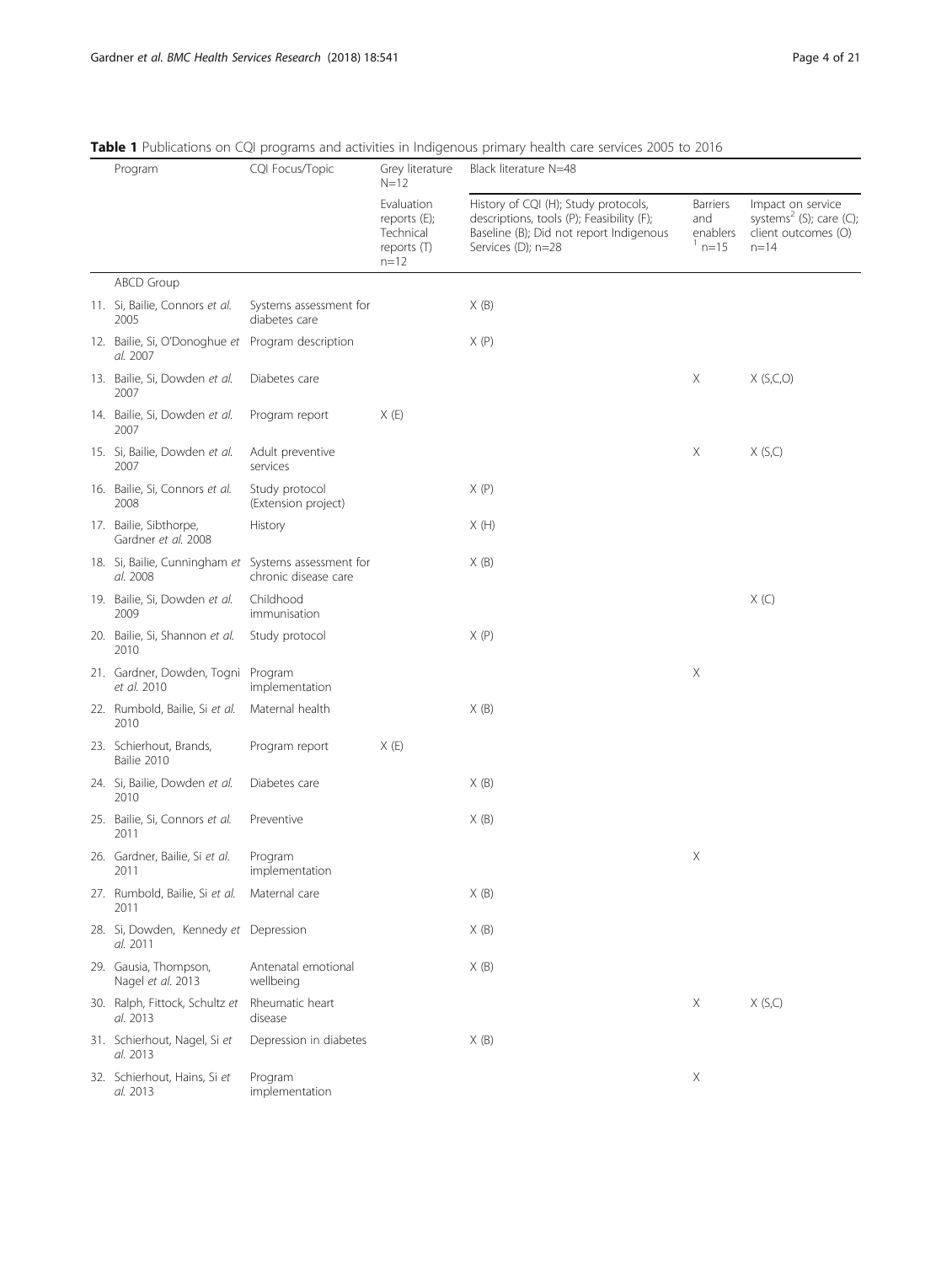**Table 1** Publications on CQI programs and activities in Indigenous primary health care services 2005 to 2016

| Program | CQI Focus/Topic | Grey literature N=12 | Black literature N=48 | | |
|---|---|---|---|---|---|
| | | Evaluation reports (E); Technical reports (T) n=12 | History of CQI (H); Study protocols, descriptions, tools (P); Feasibility (F); Baseline (B); Did not report Indigenous Services (D); n=28 | Barriers and enablers [1] n=15 | Impact on service systems[2] (S); care (C); client outcomes (O) n=14 |
| ABCD Group | | | | | |
| 11. Si, Bailie, Connors *et al.* 2005 | Systems assessment for diabetes care | | X (B) | | |
| 12. Bailie, Si, O'Donoghue *et al.* 2007 | Program description | | X (P) | | |
| 13. Bailie, Si, Dowden *et al.* 2007 | Diabetes care | | | X | X (S,C,O) |
| 14. Bailie, Si, Dowden *et al.* 2007 | Program report | X (E) | | | |
| 15. Si, Bailie, Dowden *et al.* 2007 | Adult preventive services | | | X | X (S,C) |
| 16. Bailie, Si, Connors *et al.* 2008 | Study protocol (Extension project) | | X (P) | | |
| 17. Bailie, Sibthorpe, Gardner *et al.* 2008 | History | | X (H) | | |
| 18. Si, Bailie, Cunningham *et al.* 2008 | Systems assessment for chronic disease care | | X (B) | | |
| 19. Bailie, Si, Dowden *et al.* 2009 | Childhood immunisation | | | | X (C) |
| 20. Bailie, Si, Shannon *et al.* 2010 | Study protocol | | X (P) | | |
| 21. Gardner, Dowden, Togni *et al.* 2010 | Program implementation | | | X | |
| 22. Rumbold, Bailie, Si *et al.* 2010 | Maternal health | | X (B) | | |
| 23. Schierhout, Brands, Bailie 2010 | Program report | X (E) | | | |
| 24. Si, Bailie, Dowden *et al.* 2010 | Diabetes care | | X (B) | | |
| 25. Bailie, Si, Connors *et al.* 2011 | Preventive | | X (B) | | |
| 26. Gardner, Bailie, Si *et al.* 2011 | Program implementation | | | X | |
| 27. Rumbold, Bailie, Si *et al.* 2011 | Maternal care | | X (B) | | |
| 28. Si, Dowden, Kennedy *et al.* 2011 | Depression | | X (B) | | |
| 29. Gausia, Thompson, Nagel *et al.* 2013 | Antenatal emotional wellbeing | | X (B) | | |
| 30. Ralph, Fittock, Schultz *et al.* 2013 | Rheumatic heart disease | | | X | X (S,C) |
| 31. Schierhout, Nagel, Si *et al.* 2013 | Depression in diabetes | | X (B) | | |
| 32. Schierhout, Hains, Si *et al.* 2013 | Program implementation | | | X | |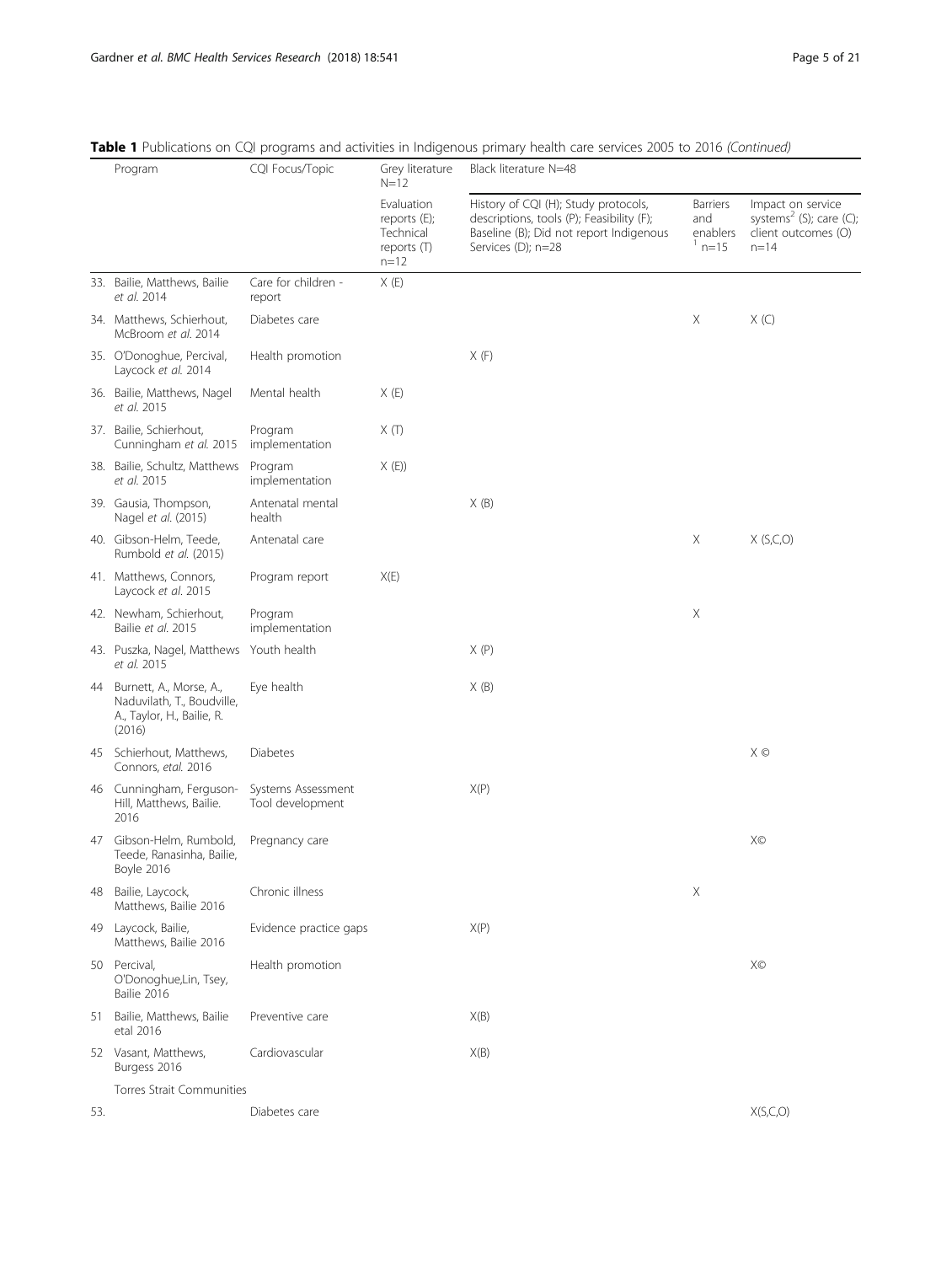**Table 1** Publications on CQI programs and activities in Indigenous primary health care services 2005 to 2016 *(Continued)*

| | Program | CQI Focus/Topic | Grey literature N=12 | Black literature N=48 | | |
|---|---|---|---|---|---|---|
| | | | Evaluation reports (E); Technical reports (T) n=12 | History of CQI (H); Study protocols, descriptions, tools (P); Feasibility (F); Baseline (B); Did not report Indigenous Services (D); n=28 | Barriers and enablers [1] n=15 | Impact on service systems[2] (S); care (C); client outcomes (O) n=14 |
| 33. | Bailie, Matthews, Bailie *et al.* 2014 | Care for children - report | X (E) | | | |
| 34. | Matthews, Schierhout, McBroom *et al.* 2014 | Diabetes care | | | X | X (C) |
| 35. | O'Donoghue, Percival, Laycock *et al.* 2014 | Health promotion | | X (F) | | |
| 36. | Bailie, Matthews, Nagel *et al.* 2015 | Mental health | X (E) | | | |
| 37. | Bailie, Schierhout, Cunningham *et al.* 2015 | Program implementation | X (T) | | | |
| 38. | Bailie, Schultz, Matthews *et al.* 2015 | Program implementation | X (E)) | | | |
| 39. | Gausia, Thompson, Nagel *et al.* (2015) | Antenatal mental health | | X (B) | | |
| 40. | Gibson-Helm, Teede, Rumbold *et al.* (2015) | Antenatal care | | | X | X (S,C,O) |
| 41. | Matthews, Connors, Laycock *et al.* 2015 | Program report | X(E) | | | |
| 42. | Newham, Schierhout, Bailie *et al.* 2015 | Program implementation | | | X | |
| 43. | Puszka, Nagel, Matthews *et al.* 2015 | Youth health | | X (P) | | |
| 44 | Burnett, A., Morse, A., Naduvilath, T., Boudville, A., Taylor, H., Bailie, R. (2016) | Eye health | | X (B) | | |
| 45 | Schierhout, Matthews, Connors, *etal.* 2016 | Diabetes | | | | X © |
| 46 | Cunningham, Ferguson-Hill, Matthews, Bailie. 2016 | Systems Assessment Tool development | | X(P) | | |
| 47 | Gibson-Helm, Rumbold, Teede, Ranasinha, Bailie, Boyle 2016 | Pregnancy care | | | | X© |
| 48 | Bailie, Laycock, Matthews, Bailie 2016 | Chronic illness | | | X | |
| 49 | Laycock, Bailie, Matthews, Bailie 2016 | Evidence practice gaps | | X(P) | | |
| 50 | Percival, O'Donoghue,Lin, Tsey, Bailie 2016 | Health promotion | | | | X© |
| 51 | Bailie, Matthews, Bailie etal 2016 | Preventive care | | X(B) | | |
| 52 | Vasant, Matthews, Burgess 2016 | Cardiovascular | | X(B) | | |
| | Torres Strait Communities | | | | | |
| 53. | | Diabetes care | | | | X(S,C,O) |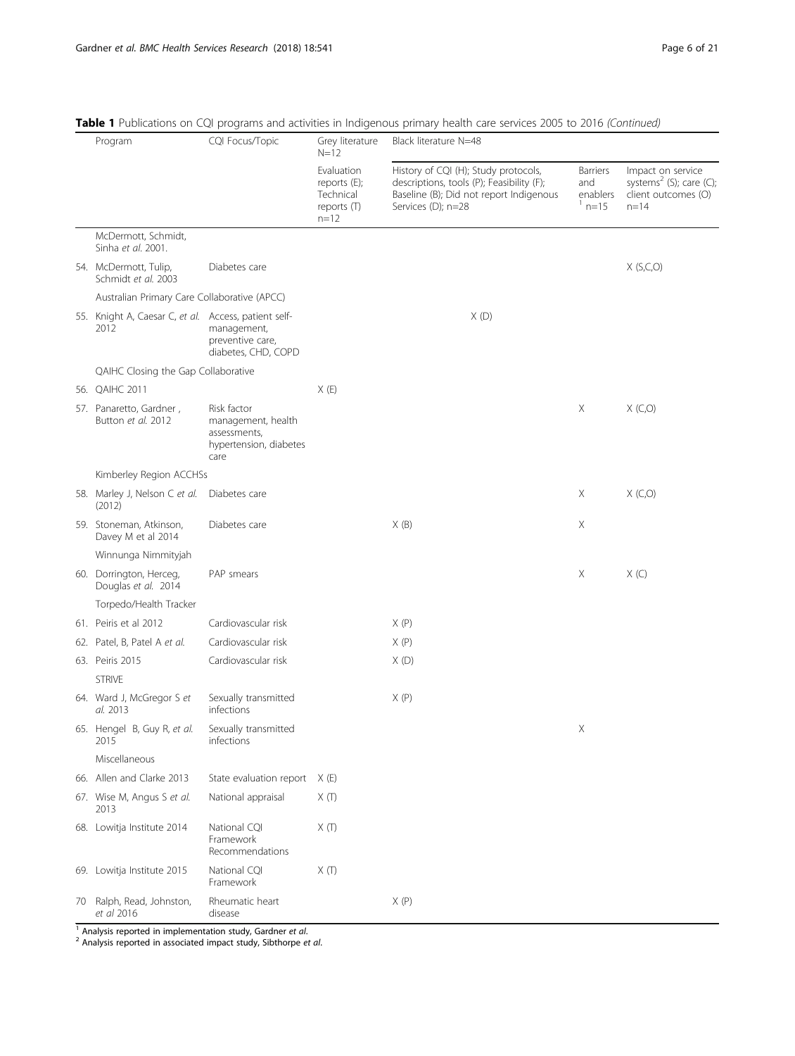**Table 1** Publications on CQI programs and activities in Indigenous primary health care services 2005 to 2016 *(Continued)*

| Program | CQI Focus/Topic | Grey literature N=12 | Black literature N=48 | | |
|---|---|---|---|---|---|
| | | Evaluation reports (E); Technical reports (T) n=12 | History of CQI (H); Study protocols, descriptions, tools (P); Feasibility (F); Baseline (B); Did not report Indigenous Services (D); n=28 | Barriers and enablers [1] n=15 | Impact on service systems[2] (S); care (C); client outcomes (O) n=14 |
| McDermott, Schmidt, Sinha *et al.* 2001. | | | | | |
| 54. McDermott, Tulip, Schmidt *et al.* 2003 | Diabetes care | | | | X (S,C,O) |
| Australian Primary Care Collaborative (APCC) | | | | | |
| 55. Knight A, Caesar C, *et al.* 2012 | Access, patient self-management, preventive care, diabetes, CHD, COPD | | X (D) | | |
| QAIHC Closing the Gap Collaborative | | | | | |
| 56. QAIHC 2011 | | X (E) | | | |
| 57. Panaretto, Gardner , Button *et al.* 2012 | Risk factor management, health assessments, hypertension, diabetes care | | | X | X (C,O) |
| Kimberley Region ACCHSs | | | | | |
| 58. Marley J, Nelson C *et al.* (2012) | Diabetes care | | | X | X (C,O) |
| 59. Stoneman, Atkinson, Davey M et al 2014 | Diabetes care | | X (B) | X | |
| Winnunga Nimmityjah | | | | | |
| 60. Dorrington, Herceg, Douglas *et al.* 2014 | PAP smears | | | X | X (C) |
| Torpedo/Health Tracker | | | | | |
| 61. Peiris et al 2012 | Cardiovascular risk | | X (P) | | |
| 62. Patel, B, Patel A *et al.* | Cardiovascular risk | | X (P) | | |
| 63. Peiris 2015 | Cardiovascular risk | | X (D) | | |
| STRIVE | | | | | |
| 64. Ward J, McGregor S *et al.* 2013 | Sexually transmitted infections | | X (P) | | |
| 65. Hengel B, Guy R, *et al.* 2015 | Sexually transmitted infections | | | X | |
| Miscellaneous | | | | | |
| 66. Allen and Clarke 2013 | State evaluation report | X (E) | | | |
| 67. Wise M, Angus S *et al.* 2013 | National appraisal | X (T) | | | |
| 68. Lowitja Institute 2014 | National CQI Framework Recommendations | X (T) | | | |
| 69. Lowitja Institute 2015 | National CQI Framework | X (T) | | | |
| 70 Ralph, Read, Johnston, *et al* 2016 | Rheumatic heart disease | | X (P) | | |

[1] Analysis reported in implementation study, Gardner *et al.*
[2] Analysis reported in associated impact study, Sibthorpe *et al.*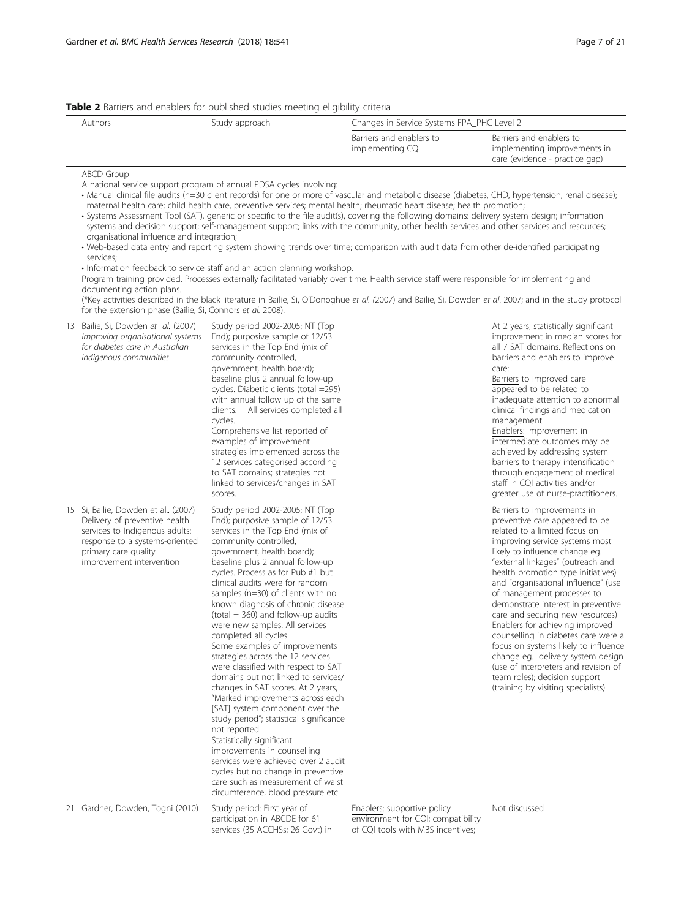**Table 2** Barriers and enablers for published studies meeting eligibility criteria

| Authors | Study approach | Changes in Service Systems FPA_PHC Level 2 | |
|---|---|---|---|
| | | Barriers and enablers to implementing CQI | Barriers and enablers to implementing improvements in care (evidence - practice gap) |
| ABCD Group<br>A national service support program of annual PDSA cycles involving:<br>• Manual clinical file audits (n=30 client records) for one or more of vascular and metabolic disease (diabetes, CHD, hypertension, renal disease); maternal health care; child health care, preventive services; mental health; rheumatic heart disease; health promotion;<br>• Systems Assessment Tool (SAT), generic or specific to the file audit(s), covering the following domains: delivery system design; information systems and decision support; self-management support; links with the community, other health services and other services and resources; organisational influence and integration;<br>• Web-based data entry and reporting system showing trends over time; comparison with audit data from other de-identified participating services;<br>• Information feedback to service staff and an action planning workshop.<br>Program training provided. Processes externally facilitated variably over time. Health service staff were responsible for implementing and documenting action plans.<br>(*Key activities described in the black literature in Bailie, Si, O'Donoghue *et al.* (2007) and Bailie, Si, Dowden *et al.* 2007; and in the study protocol for the extension phase (Bailie, Si, Connors *et al.* 2008). | | | |
| 13 Bailie, Si, Dowden *et al.* (2007) *Improving organisational systems for diabetes care in Australian Indigenous communities* | Study period 2002-2005; NT (Top End); purposive sample of 12/53 services in the Top End (mix of community controlled, government, health board); baseline plus 2 annual follow-up cycles. Diabetic clients (total =295) with annual follow up of the same clients. All services completed all cycles.<br>Comprehensive list reported of examples of improvement strategies implemented across the 12 services categorised according to SAT domains; strategies not linked to services/changes in SAT scores. | | At 2 years, statistically significant improvement in median scores for all 7 SAT domains. Reflections on barriers and enablers to improve care:<br>Barriers to improved care appeared to be related to inadequate attention to abnormal clinical findings and medication management.<br>Enablers: Improvement in intermediate outcomes may be achieved by addressing system barriers to therapy intensification through engagement of medical staff in CQI activities and/or greater use of nurse-practitioners. |
| 15 Si, Bailie, Dowden et al.. (2007) Delivery of preventive health services to Indigenous adults: response to a systems-oriented primary care quality improvement intervention | Study period 2002-2005; NT (Top End); purposive sample of 12/53 services in the Top End (mix of community controlled, government, health board); baseline plus 2 annual follow-up cycles. Process as for Pub #1 but clinical audits were for random samples (n=30) of clients with no known diagnosis of chronic disease (total = 360) and follow-up audits were new samples. All services completed all cycles.<br>Some examples of improvements strategies across the 12 services were classified with respect to SAT domains but not linked to services/ changes in SAT scores. At 2 years, "Marked improvements across each [SAT] system component over the study period"; statistical significance not reported.<br>Statistically significant improvements in counselling services were achieved over 2 audit cycles but no change in preventive care such as measurement of waist circumference, blood pressure etc. | | Barriers to improvements in preventive care appeared to be related to a limited focus on improving service systems most likely to influence change eg. "external linkages" (outreach and health promotion type initiatives) and "organisational influence" (use of management processes to demonstrate interest in preventive care and securing new resources)<br>Enablers for achieving improved counselling in diabetes care were a focus on systems likely to influence change eg. delivery system design (use of interpreters and revision of team roles); decision support (training by visiting specialists). |
| 21 Gardner, Dowden, Togni (2010) | Study period: First year of participation in ABCDE for 61 services (35 ACCHSs; 26 Govt) in | Enablers: supportive policy environment for CQI; compatibility of CQI tools with MBS incentives; | Not discussed |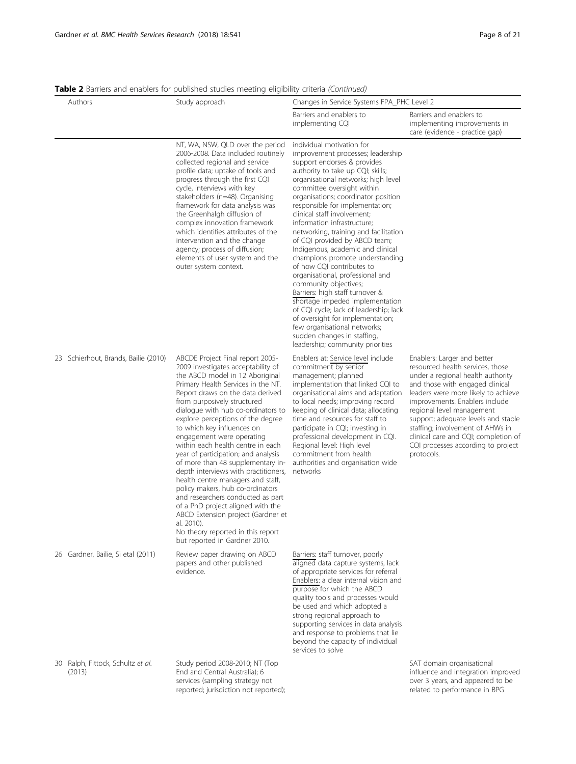**Table 2** Barriers and enablers for published studies meeting eligibility criteria *(Continued)*

| Authors | Study approach | Changes in Service Systems FPA_PHC Level 2 | |
|---|---|---|---|
| | | Barriers and enablers to implementing CQI | Barriers and enablers to implementing improvements in care (evidence - practice gap) |
| | NT, WA, NSW, QLD over the period 2006-2008. Data included routinely collected regional and service profile data; uptake of tools and progress through the first CQI cycle, interviews with key stakeholders (n=48). Organising framework for data analysis was the Greenhalgh diffusion of complex innovation framework which identifies attributes of the intervention and the change agency; process of diffusion; elements of user system and the outer system context. | individual motivation for improvement processes; leadership support endorses & provides authority to take up CQI; skills; organisational networks; high level committee oversight within organisations; coordinator position responsible for implementation; clinical staff involvement; information infrastructure; networking, training and facilitation of CQI provided by ABCD team; Indigenous, academic and clinical champions promote understanding of how CQI contributes to organisational, professional and community objectives; Barriers: high staff turnover & shortage impeded implementation of CQI cycle; lack of leadership; lack of oversight for implementation; few organisational networks; sudden changes in staffing, leadership; community priorities | |
| 23 Schierhout, Brands, Bailie (2010) | ABCDE Project Final report 2005-2009 investigates acceptability of the ABCD model in 12 Aboriginal Primary Health Services in the NT. Report draws on the data derived from purposively structured dialogue with hub co-ordinators to explore perceptions of the degree to which key influences on engagement were operating within each health centre in each year of participation; and analysis of more than 48 supplementary in-depth interviews with practitioners, health centre managers and staff, policy makers, hub co-ordinators and researchers conducted as part of a PhD project aligned with the ABCD Extension project (Gardner et al. 2010). No theory reported in this report but reported in Gardner 2010. | Enablers at: Service level include commitment by senior management; planned implementation that linked CQI to organisational aims and adaptation to local needs; improving record keeping of clinical data; allocating time and resources for staff to participate in CQI; investing in professional development in CQI. Regional level: High level commitment from health authorities and organisation wide networks | Enablers: Larger and better resourced health services, those under a regional health authority and those with engaged clinical leaders were more likely to achieve improvements. Enablers include regional level management support; adequate levels and stable staffing; involvement of AHWs in clinical care and CQI; completion of CQI processes according to project protocols. |
| 26 Gardner, Bailie, Si etal (2011) | Review paper drawing on ABCD papers and other published evidence. | Barriers: staff turnover, poorly aligned data capture systems, lack of appropriate services for referral Enablers: a clear internal vision and purpose for which the ABCD quality tools and processes would be used and which adopted a strong regional approach to supporting services in data analysis and response to problems that lie beyond the capacity of individual services to solve | |
| 30 Ralph, Fittock, Schultz *et al.* (2013) | Study period 2008-2010; NT (Top End and Central Australia); 6 services (sampling strategy not reported; jurisdiction not reported); | | SAT domain organisational influence and integration improved over 3 years, and appeared to be related to performance in BPG |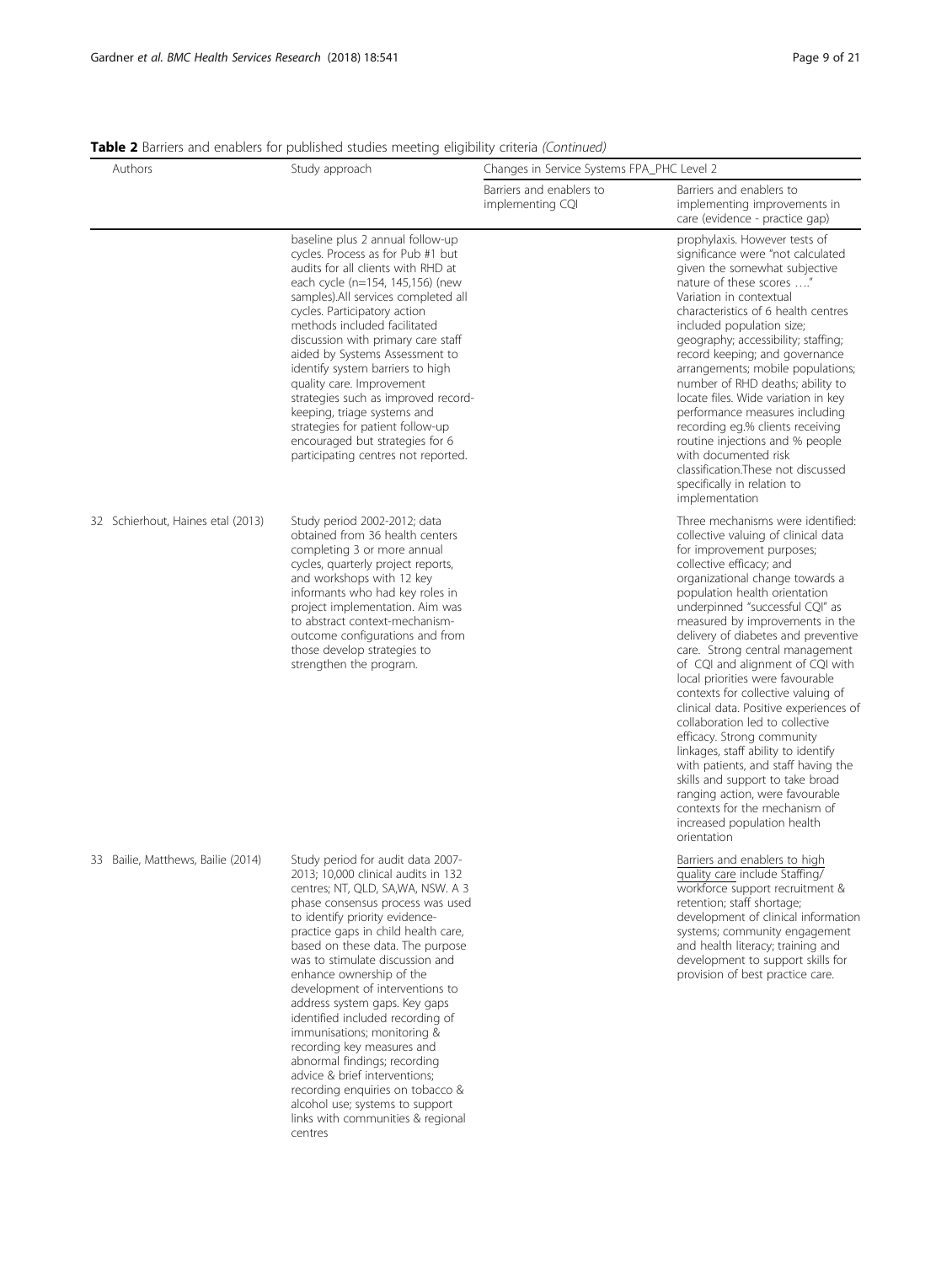**Table 2** Barriers and enablers for published studies meeting eligibility criteria *(Continued)*

| Authors | Study approach | Changes in Service Systems FPA_PHC Level 2 | |
|---|---|---|---|
| | | Barriers and enablers to implementing CQI | Barriers and enablers to implementing improvements in care (evidence - practice gap) |
| | baseline plus 2 annual follow-up cycles. Process as for Pub #1 but audits for all clients with RHD at each cycle (n=154, 145,156) (new samples).All services completed all cycles. Participatory action methods included facilitated discussion with primary care staff aided by Systems Assessment to identify system barriers to high quality care. Improvement strategies such as improved record-keeping, triage systems and strategies for patient follow-up encouraged but strategies for 6 participating centres not reported. | | prophylaxis. However tests of significance were "not calculated given the somewhat subjective nature of these scores …." Variation in contextual characteristics of 6 health centres included population size; geography; accessibility; staffing; record keeping; and governance arrangements; mobile populations; number of RHD deaths; ability to locate files. Wide variation in key performance measures including recording eg.% clients receiving routine injections and % people with documented risk classification.These not discussed specifically in relation to implementation |
| 32 Schierhout, Haines etal (2013) | Study period 2002-2012; data obtained from 36 health centers completing 3 or more annual cycles, quarterly project reports, and workshops with 12 key informants who had key roles in project implementation. Aim was to abstract context-mechanism-outcome configurations and from those develop strategies to strengthen the program. | | Three mechanisms were identified: collective valuing of clinical data for improvement purposes; collective efficacy; and organizational change towards a population health orientation underpinned "successful CQI" as measured by improvements in the delivery of diabetes and preventive care. Strong central management of CQI and alignment of CQI with local priorities were favourable contexts for collective valuing of clinical data. Positive experiences of collaboration led to collective efficacy. Strong community linkages, staff ability to identify with patients, and staff having the skills and support to take broad ranging action, were favourable contexts for the mechanism of increased population health orientation |
| 33 Bailie, Matthews, Bailie (2014) | Study period for audit data 2007-2013; 10,000 clinical audits in 132 centres; NT, QLD, SA,WA, NSW. A 3 phase consensus process was used to identify priority evidence-practice gaps in child health care, based on these data. The purpose was to stimulate discussion and enhance ownership of the development of interventions to address system gaps. Key gaps identified included recording of immunisations; monitoring & recording key measures and abnormal findings; recording advice & brief interventions; recording enquiries on tobacco & alcohol use; systems to support links with communities & regional centres | | Barriers and enablers to high quality care include Staffing/workforce support recruitment & retention; staff shortage; development of clinical information systems; community engagement and health literacy; training and development to support skills for provision of best practice care. |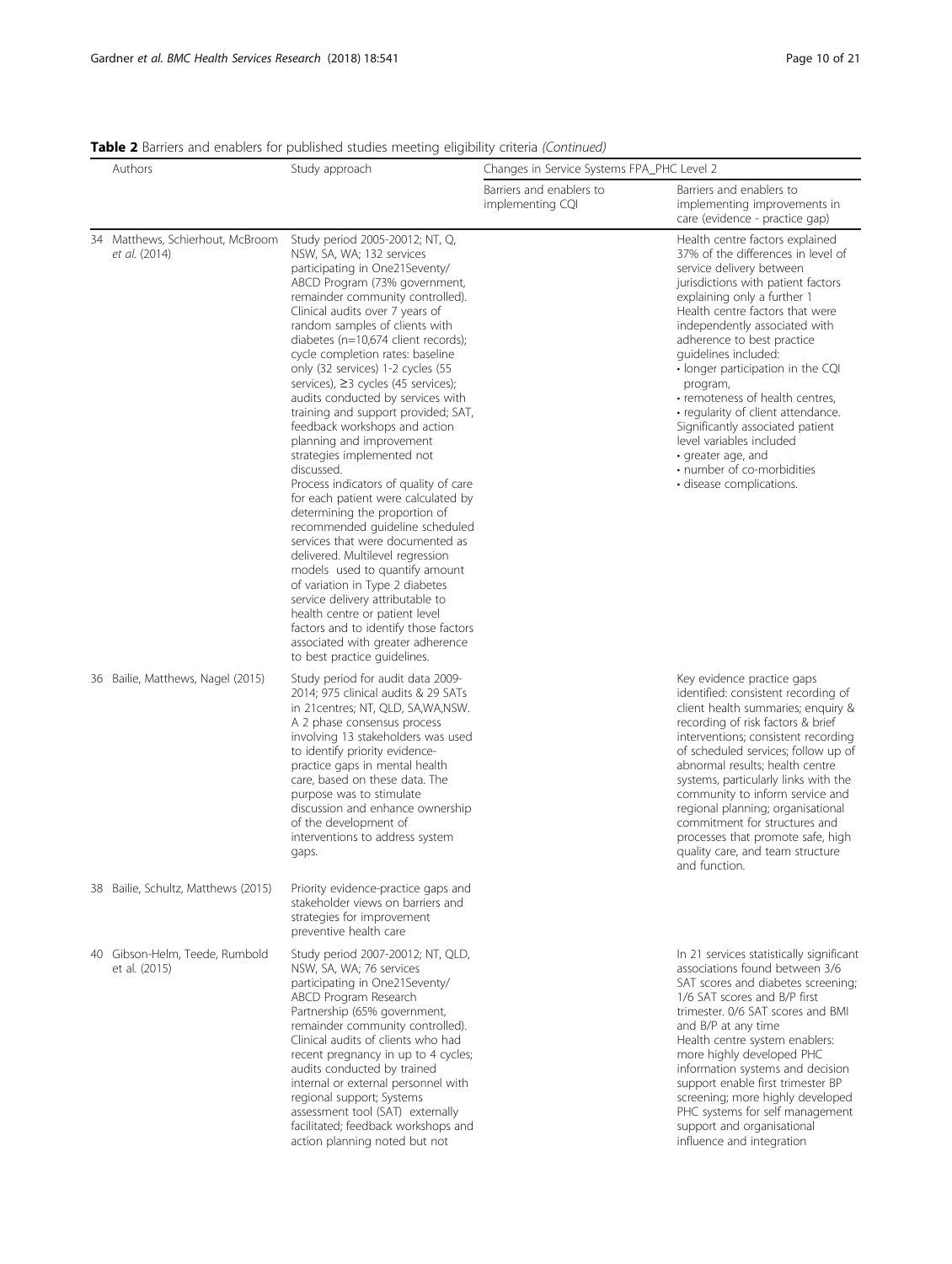**Table 2** Barriers and enablers for published studies meeting eligibility criteria *(Continued)*

| | Authors | Study approach | Changes in Service Systems FPA_PHC Level 2 | |
|---|---|---|---|---|
| | | | Barriers and enablers to implementing CQI | Barriers and enablers to implementing improvements in care (evidence - practice gap) |
| 34 | Matthews, Schierhout, McBroom *et al.* (2014) | Study period 2005-20012; NT, Q, NSW, SA, WA; 132 services participating in One21Seventy/ ABCD Program (73% government, remainder community controlled). Clinical audits over 7 years of random samples of clients with diabetes (n=10,674 client records); cycle completion rates: baseline only (32 services) 1-2 cycles (55 services), ≥3 cycles (45 services); audits conducted by services with training and support provided; SAT, feedback workshops and action planning and improvement strategies implemented not discussed. Process indicators of quality of care for each patient were calculated by determining the proportion of recommended guideline scheduled services that were documented as delivered. Multilevel regression models used to quantify amount of variation in Type 2 diabetes service delivery attributable to health centre or patient level factors and to identify those factors associated with greater adherence to best practice guidelines. | | Health centre factors explained 37% of the differences in level of service delivery between jurisdictions with patient factors explaining only a further 1 Health centre factors that were independently associated with adherence to best practice guidelines included: • longer participation in the CQI program, • remoteness of health centres, • regularity of client attendance. Significantly associated patient level variables included • greater age, and • number of co-morbidities • disease complications. |
| 36 | Bailie, Matthews, Nagel (2015) | Study period for audit data 2009-2014; 975 clinical audits & 29 SATs in 21centres; NT, QLD, SA,WA,NSW. A 2 phase consensus process involving 13 stakeholders was used to identify priority evidence-practice gaps in mental health care, based on these data. The purpose was to stimulate discussion and enhance ownership of the development of interventions to address system gaps. | | Key evidence practice gaps identified: consistent recording of client health summaries; enquiry & recording of risk factors & brief interventions; consistent recording of scheduled services; follow up of abnormal results; health centre systems, particularly links with the community to inform service and regional planning; organisational commitment for structures and processes that promote safe, high quality care, and team structure and function. |
| 38 | Bailie, Schultz, Matthews (2015) | Priority evidence-practice gaps and stakeholder views on barriers and strategies for improvement preventive health care | | |
| 40 | Gibson-Helm, Teede, Rumbold et al. (2015) | Study period 2007-20012; NT, QLD, NSW, SA, WA; 76 services participating in One21Seventy/ ABCD Program Research Partnership (65% government, remainder community controlled). Clinical audits of clients who had recent pregnancy in up to 4 cycles; audits conducted by trained internal or external personnel with regional support; Systems assessment tool (SAT) externally facilitated; feedback workshops and action planning noted but not | | In 21 services statistically significant associations found between 3/6 SAT scores and diabetes screening; 1/6 SAT scores and B/P first trimester. 0/6 SAT scores and BMI and B/P at any time Health centre system enablers: more highly developed PHC information systems and decision support enable first trimester BP screening; more highly developed PHC systems for self management support and organisational influence and integration |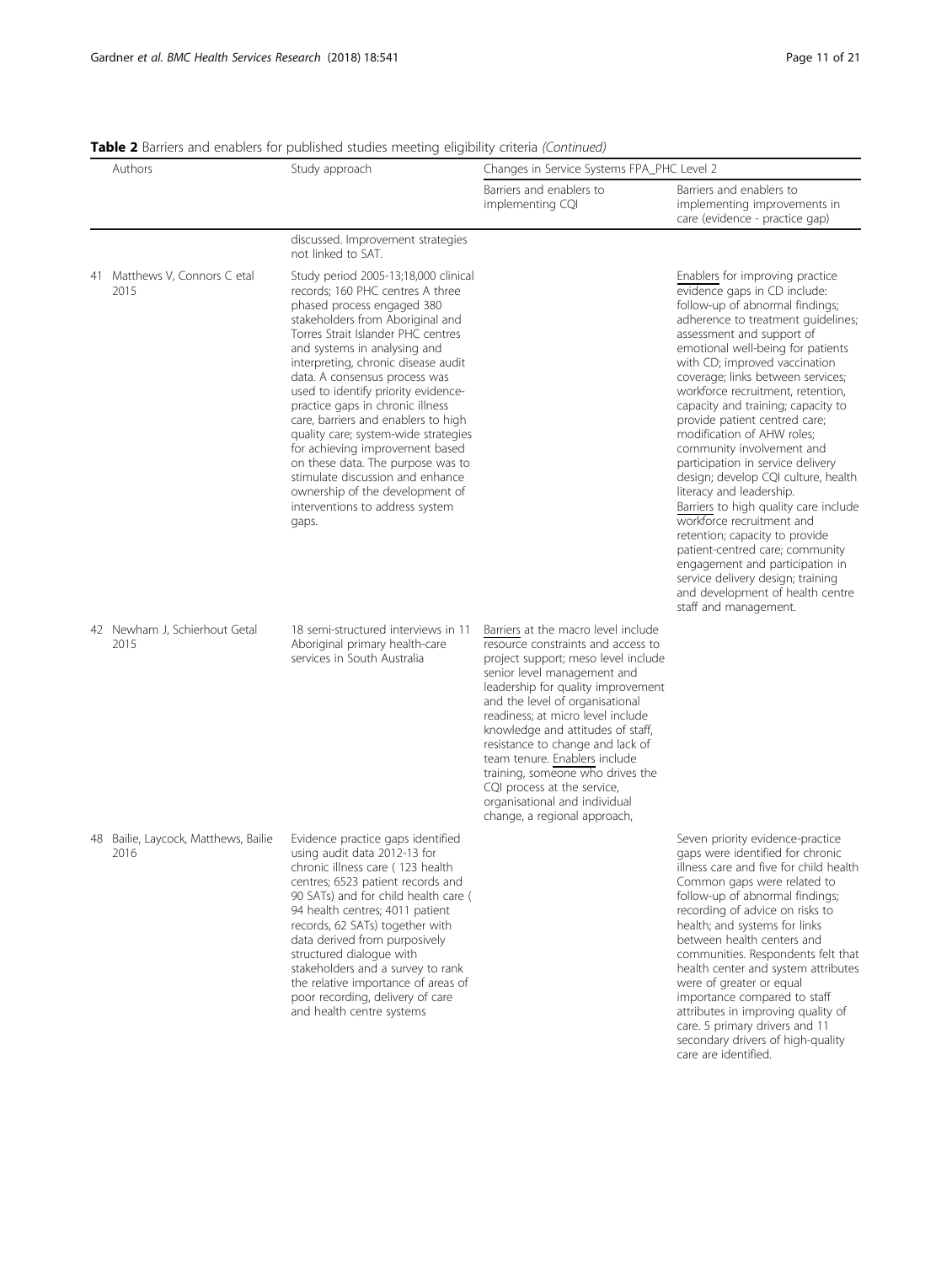**Table 2** Barriers and enablers for published studies meeting eligibility criteria *(Continued)*

| | Authors | Study approach | Changes in Service Systems FPA_PHC Level 2 | |
|---|---|---|---|---|
| | | | Barriers and enablers to implementing CQI | Barriers and enablers to implementing improvements in care (evidence - practice gap) |
| | | discussed. Improvement strategies not linked to SAT. | | |
| 41 | Matthews V, Connors C etal 2015 | Study period 2005-13;18,000 clinical records; 160 PHC centres A three phased process engaged 380 stakeholders from Aboriginal and Torres Strait Islander PHC centres and systems in analysing and interpreting, chronic disease audit data. A consensus process was used to identify priority evidence-practice gaps in chronic illness care, barriers and enablers to high quality care; system-wide strategies for achieving improvement based on these data. The purpose was to stimulate discussion and enhance ownership of the development of interventions to address system gaps. | | Enablers for improving practice evidence gaps in CD include: follow-up of abnormal findings; adherence to treatment guidelines; assessment and support of emotional well-being for patients with CD; improved vaccination coverage; links between services; workforce recruitment, retention, capacity and training; capacity to provide patient centred care; modification of AHW roles; community involvement and participation in service delivery design; develop CQI culture, health literacy and leadership. Barriers to high quality care include workforce recruitment and retention; capacity to provide patient-centred care; community engagement and participation in service delivery design; training and development of health centre staff and management. |
| 42 | Newham J, Schierhout Getal 2015 | 18 semi-structured interviews in 11 Aboriginal primary health-care services in South Australia | Barriers at the macro level include resource constraints and access to project support; meso level include senior level management and leadership for quality improvement and the level of organisational readiness; at micro level include knowledge and attitudes of staff, resistance to change and lack of team tenure. Enablers include training, someone who drives the CQI process at the service, organisational and individual change, a regional approach, | |
| 48 | Bailie, Laycock, Matthews, Bailie 2016 | Evidence practice gaps identified using audit data 2012-13 for chronic illness care ( 123 health centres; 6523 patient records and 90 SATs) and for child health care ( 94 health centres; 4011 patient records, 62 SATs) together with data derived from purposively structured dialogue with stakeholders and a survey to rank the relative importance of areas of poor recording, delivery of care and health centre systems | | Seven priority evidence-practice gaps were identified for chronic illness care and five for child health Common gaps were related to follow-up of abnormal findings; recording of advice on risks to health; and systems for links between health centers and communities. Respondents felt that health center and system attributes were of greater or equal importance compared to staff attributes in improving quality of care. 5 primary drivers and 11 secondary drivers of high-quality care are identified. |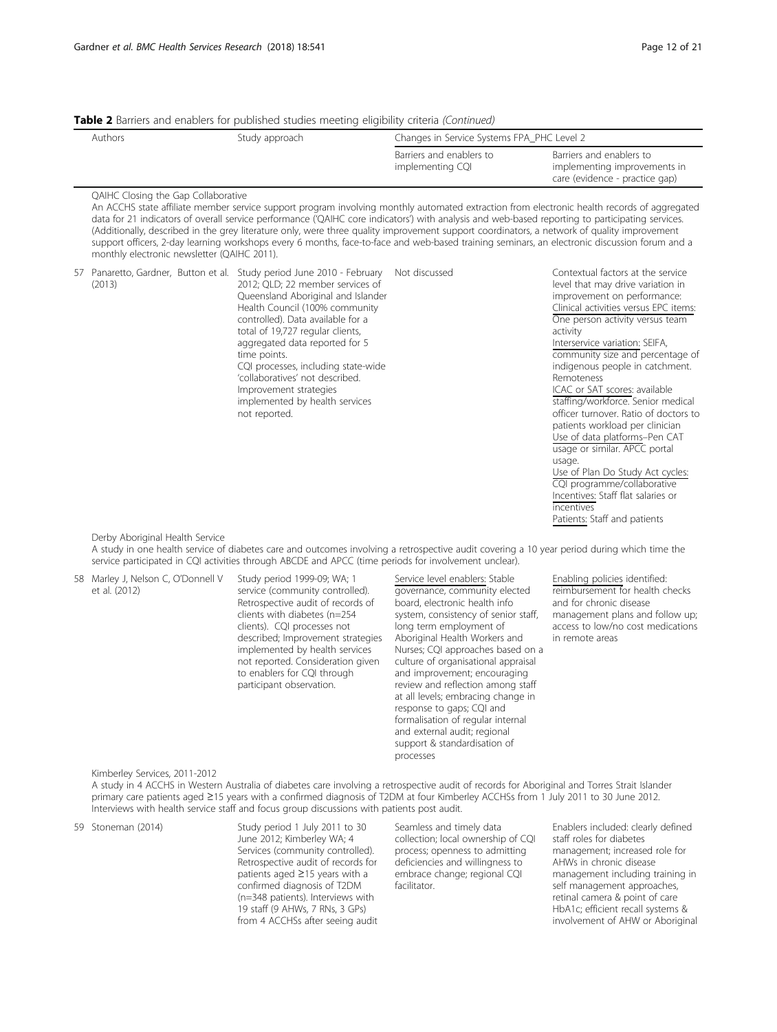**Table 2** Barriers and enablers for published studies meeting eligibility criteria *(Continued)*

| | Authors | Study approach | Changes in Service Systems FPA_PHC Level 2 | |
|---|---|---|---|---|
| | | | Barriers and enablers to implementing CQI | Barriers and enablers to implementing improvements in care (evidence - practice gap) |
| | QAIHC Closing the Gap Collaborative<br>An ACCHS state affiliate member service support program involving monthly automated extraction from electronic health records of aggregated data for 21 indicators of overall service performance ('QAIHC core indicators') with analysis and web-based reporting to participating services. (Additionally, described in the grey literature only, were three quality improvement support coordinators, a network of quality improvement support officers, 2-day learning workshops every 6 months, face-to-face and web-based training seminars, an electronic discussion forum and a monthly electronic newsletter (QAIHC 2011). | | | |
| 57 | Panaretto, Gardner, Button et al. (2013) | Study period June 2010 - February 2012; QLD; 22 member services of Queensland Aboriginal and Islander Health Council (100% community controlled). Data available for a total of 19,727 regular clients, aggregated data reported for 5 time points.<br>CQI processes, including state-wide 'collaboratives' not described. Improvement strategies implemented by health services not reported. | Not discussed | Contextual factors at the service level that may drive variation in improvement on performance:<br><u>Clinical activities versus EPC items</u>: <u>One person activity versus team</u> activity<br><u>Interservice variation</u>: SEIFA, <u>community size and</u> percentage of indigenous people in catchment. Remoteness<br><u>ICAC or SAT scores</u>: available <u>staffing/workforce.</u> Senior medical officer turnover. Ratio of doctors to patients workload per clinician<br><u>Use of data platforms</u>–Pen CAT <u>usage or similar. APCC portal</u> usage.<br><u>Use of Plan Do Study Act cycles:</u> <u>CQI programme/collaborative</u><br><u>Incentives</u>: Staff flat salaries or <u>incentives</u><br><u>Patients</u>: Staff and patients |
| | Derby Aboriginal Health Service<br>A study in one health service of diabetes care and outcomes involving a retrospective audit covering a 10 year period during which time the service participated in CQI activities through ABCDE and APCC (time periods for involvement unclear). | | | |
| 58 | Marley J, Nelson C, O'Donnell V et al. (2012) | Study period 1999-09; WA; 1 service (community controlled). Retrospective audit of records of clients with diabetes (n=254 clients). CQI processes not described; Improvement strategies implemented by health services not reported. Consideration given to enablers for CQI through participant observation. | <u>Service level enablers</u>: Stable governance, community elected board, electronic health info system, consistency of senior staff, long term employment of Aboriginal Health Workers and Nurses; CQI approaches based on a culture of organisational appraisal and improvement; encouraging review and reflection among staff at all levels; embracing change in response to gaps; CQI and formalisation of regular internal and external audit; regional support & standardisation of processes | <u>Enabling policies</u> identified: <u>reimbursement</u> for health checks and for chronic disease management plans and follow up; access to low/no cost medications in remote areas |
| | Kimberley Services, 2011-2012<br>A study in 4 ACCHS in Western Australia of diabetes care involving a retrospective audit of records for Aboriginal and Torres Strait Islander primary care patients aged ≥15 years with a confirmed diagnosis of T2DM at four Kimberley ACCHSs from 1 July 2011 to 30 June 2012. Interviews with health service staff and focus group discussions with patients post audit. | | | |
| 59 | Stoneman (2014) | Study period 1 July 2011 to 30 June 2012; Kimberley WA; 4 Services (community controlled). Retrospective audit of records for patients aged ≥15 years with a confirmed diagnosis of T2DM (n=348 patients). Interviews with 19 staff (9 AHWs, 7 RNs, 3 GPs) from 4 ACCHSs after seeing audit | Seamless and timely data collection; local ownership of CQI process; openness to admitting deficiencies and willingness to embrace change; regional CQI facilitator. | Enablers included: clearly defined staff roles for diabetes management; increased role for AHWs in chronic disease management including training in self management approaches, retinal camera & point of care HbA1c; efficient recall systems & involvement of AHW or Aboriginal |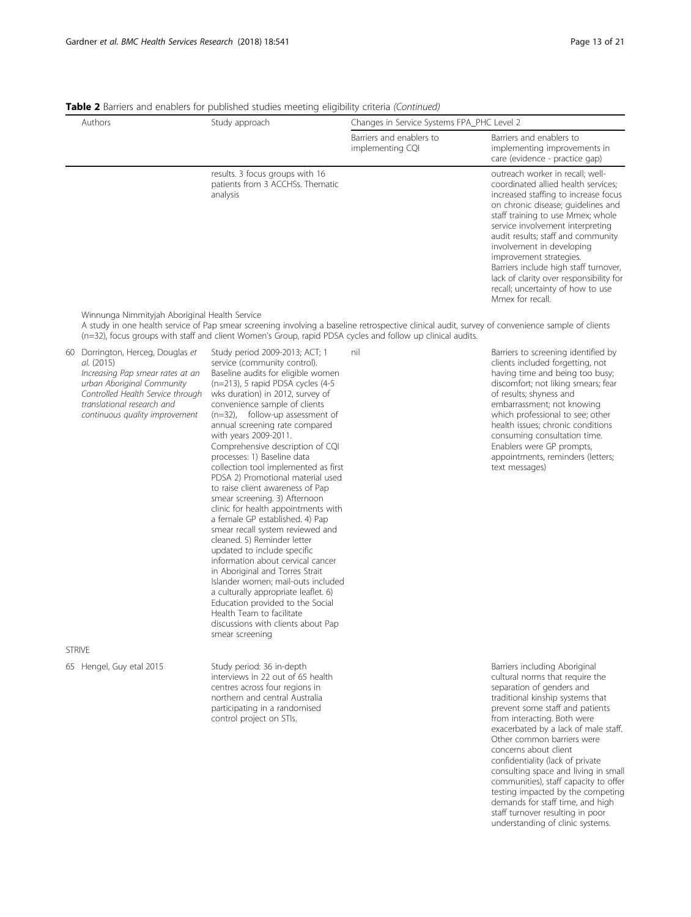**Table 2** Barriers and enablers for published studies meeting eligibility criteria *(Continued)*

| Authors | Study approach | Changes in Service Systems FPA_PHC Level 2 | |
|---|---|---|---|
| | | Barriers and enablers to implementing CQI | Barriers and enablers to implementing improvements in care (evidence - practice gap) |
| | results. 3 focus groups with 16 patients from 3 ACCHSs. Thematic analysis | | outreach worker in recall; well-coordinated allied health services; increased staffing to increase focus on chronic disease; guidelines and staff training to use Mmex; whole service involvement interpreting audit results; staff and community involvement in developing improvement strategies. Barriers include high staff turnover, lack of clarity over responsibility for recall; uncertainty of how to use Mmex for recall. |
| Winnunga Nimmityjah Aboriginal Health Service<br>A study in one health service of Pap smear screening involving a baseline retrospective clinical audit, survey of convenience sample of clients (n=32), focus groups with staff and client Women's Group, rapid PDSA cycles and follow up clinical audits. | | | |
| 60 Dorrington, Herceg, Douglas *et al.* (2015)<br>*Increasing Pap smear rates at an urban Aboriginal Community Controlled Health Service through translational research and continuous quality improvement* | Study period 2009-2013; ACT; 1 service (community control). Baseline audits for eligible women (n=213), 5 rapid PDSA cycles (4-5 wks duration) in 2012, survey of convenience sample of clients (n=32), follow-up assessment of annual screening rate compared with years 2009-2011.<br>Comprehensive description of CQI processes: 1) Baseline data collection tool implemented as first PDSA 2) Promotional material used to raise client awareness of Pap smear screening. 3) Afternoon clinic for health appointments with a female GP established. 4) Pap smear recall system reviewed and cleaned. 5) Reminder letter updated to include specific information about cervical cancer in Aboriginal and Torres Strait Islander women; mail-outs included a culturally appropriate leaflet. 6) Education provided to the Social Health Team to facilitate discussions with clients about Pap smear screening | nil | Barriers to screening identified by clients included forgetting, not having time and being too busy; discomfort; not liking smears; fear of results; shyness and embarrassment; not knowing which professional to see; other health issues; chronic conditions consuming consultation time. Enablers were GP prompts, appointments, reminders (letters; text messages) |
| STRIVE | | | |
| 65 Hengel, Guy etal 2015 | Study period: 36 in-depth interviews in 22 out of 65 health centres across four regions in northern and central Australia participating in a randomised control project on STIs. | | Barriers including Aboriginal cultural norms that require the separation of genders and traditional kinship systems that prevent some staff and patients from interacting. Both were exacerbated by a lack of male staff. Other common barriers were concerns about client confidentiality (lack of private consulting space and living in small communities), staff capacity to offer testing impacted by the competing demands for staff time, and high staff turnover resulting in poor understanding of clinic systems. |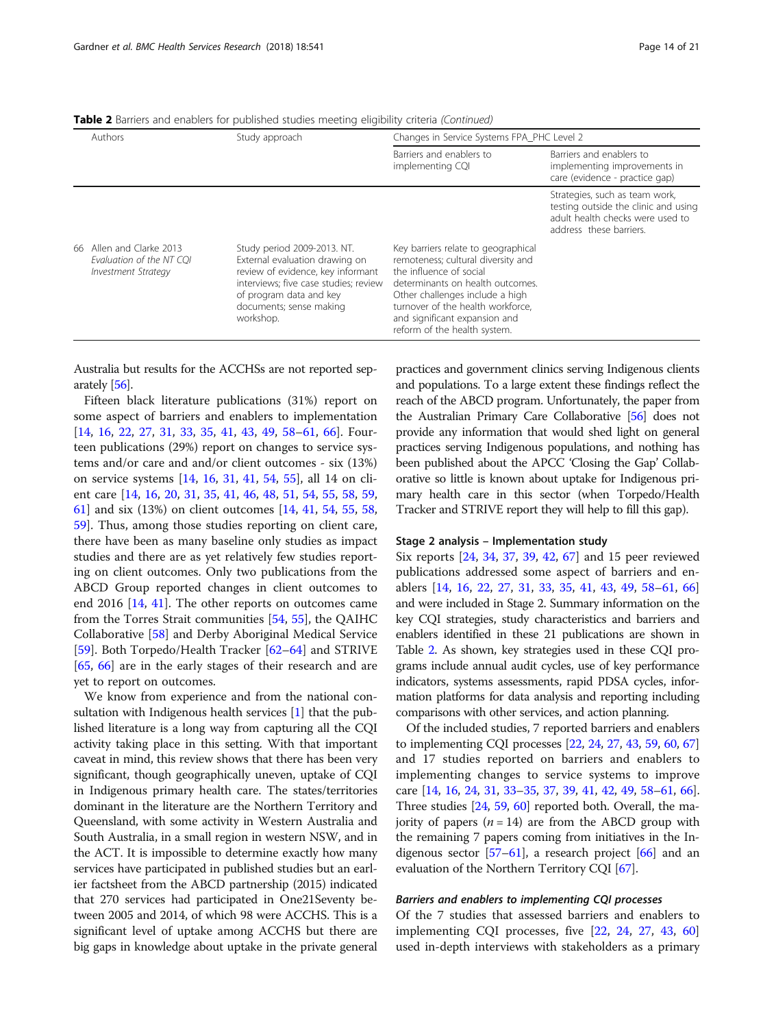**Table 2** Barriers and enablers for published studies meeting eligibility criteria *(Continued)*

| | Authors | Study approach | Changes in Service Systems FPA_PHC Level 2 | |
|---|---|---|---|---|
| | | | Barriers and enablers to implementing CQI | Barriers and enablers to implementing improvements in care (evidence - practice gap) |
| | | | | Strategies, such as team work, testing outside the clinic and using adult health checks were used to address these barriers. |
| 66 | Allen and Clarke 2013 *Evaluation of the NT CQI Investment Strategy* | Study period 2009-2013. NT. External evaluation drawing on review of evidence, key informant interviews; five case studies; review of program data and key documents; sense making workshop. | Key barriers relate to geographical remoteness; cultural diversity and the influence of social determinants on health outcomes. Other challenges include a high turnover of the health workforce, and significant expansion and reform of the health system. | |

Australia but results for the ACCHSs are not reported separately [56].

Fifteen black literature publications (31%) report on some aspect of barriers and enablers to implementation [14, 16, 22, 27, 31, 33, 35, 41, 43, 49, 58–61, 66]. Fourteen publications (29%) report on changes to service systems and/or care and and/or client outcomes - six (13%) on service systems [14, 16, 31, 41, 54, 55], all 14 on client care [14, 16, 20, 31, 35, 41, 46, 48, 51, 54, 55, 58, 59, 61] and six (13%) on client outcomes [14, 41, 54, 55, 58, 59]. Thus, among those studies reporting on client care, there have been as many baseline only studies as impact studies and there are as yet relatively few studies reporting on client outcomes. Only two publications from the ABCD Group reported changes in client outcomes to end 2016 [14, 41]. The other reports on outcomes came from the Torres Strait communities [54, 55], the QAIHC Collaborative [58] and Derby Aboriginal Medical Service [59]. Both Torpedo/Health Tracker [62–64] and STRIVE [65, 66] are in the early stages of their research and are yet to report on outcomes.

We know from experience and from the national consultation with Indigenous health services [1] that the published literature is a long way from capturing all the CQI activity taking place in this setting. With that important caveat in mind, this review shows that there has been very significant, though geographically uneven, uptake of CQI in Indigenous primary health care. The states/territories dominant in the literature are the Northern Territory and Queensland, with some activity in Western Australia and South Australia, in a small region in western NSW, and in the ACT. It is impossible to determine exactly how many services have participated in published studies but an earlier factsheet from the ABCD partnership (2015) indicated that 270 services had participated in One21Seventy between 2005 and 2014, of which 98 were ACCHS. This is a significant level of uptake among ACCHS but there are big gaps in knowledge about uptake in the private general practices and government clinics serving Indigenous clients and populations. To a large extent these findings reflect the reach of the ABCD program. Unfortunately, the paper from the Australian Primary Care Collaborative [56] does not provide any information that would shed light on general practices serving Indigenous populations, and nothing has been published about the APCC 'Closing the Gap' Collaborative so little is known about uptake for Indigenous primary health care in this sector (when Torpedo/Health Tracker and STRIVE report they will help to fill this gap).

### Stage 2 analysis – Implementation study

Six reports [24, 34, 37, 39, 42, 67] and 15 peer reviewed publications addressed some aspect of barriers and enablers [14, 16, 22, 27, 31, 33, 35, 41, 43, 49, 58–61, 66] and were included in Stage 2. Summary information on the key CQI strategies, study characteristics and barriers and enablers identified in these 21 publications are shown in Table 2. As shown, key strategies used in these CQI programs include annual audit cycles, use of key performance indicators, systems assessments, rapid PDSA cycles, information platforms for data analysis and reporting including comparisons with other services, and action planning.

Of the included studies, 7 reported barriers and enablers to implementing CQI processes [22, 24, 27, 43, 59, 60, 67] and 17 studies reported on barriers and enablers to implementing changes to service systems to improve care [14, 16, 24, 31, 33–35, 37, 39, 41, 42, 49, 58–61, 66]. Three studies [24, 59, 60] reported both. Overall, the majority of papers ($n = 14$) are from the ABCD group with the remaining 7 papers coming from initiatives in the Indigenous sector [57–61], a research project [66] and an evaluation of the Northern Territory CQI [67].

#### *Barriers and enablers to implementing CQI processes*

Of the 7 studies that assessed barriers and enablers to implementing CQI processes, five [22, 24, 27, 43, 60] used in-depth interviews with stakeholders as a primary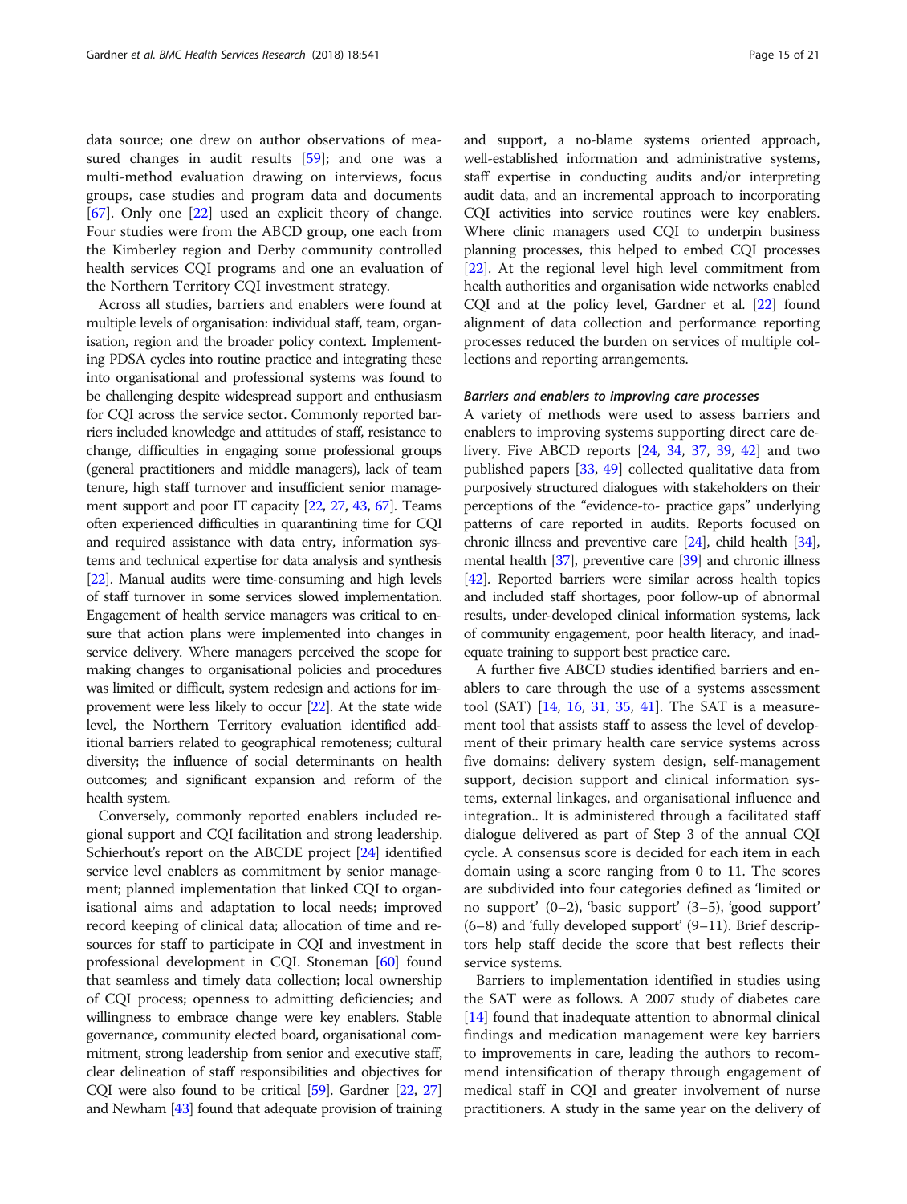data source; one drew on author observations of measured changes in audit results [59]; and one was a multi-method evaluation drawing on interviews, focus groups, case studies and program data and documents [67]. Only one [22] used an explicit theory of change. Four studies were from the ABCD group, one each from the Kimberley region and Derby community controlled health services CQI programs and one an evaluation of the Northern Territory CQI investment strategy.

Across all studies, barriers and enablers were found at multiple levels of organisation: individual staff, team, organisation, region and the broader policy context. Implementing PDSA cycles into routine practice and integrating these into organisational and professional systems was found to be challenging despite widespread support and enthusiasm for CQI across the service sector. Commonly reported barriers included knowledge and attitudes of staff, resistance to change, difficulties in engaging some professional groups (general practitioners and middle managers), lack of team tenure, high staff turnover and insufficient senior management support and poor IT capacity [22, 27, 43, 67]. Teams often experienced difficulties in quarantining time for CQI and required assistance with data entry, information systems and technical expertise for data analysis and synthesis [22]. Manual audits were time-consuming and high levels of staff turnover in some services slowed implementation. Engagement of health service managers was critical to ensure that action plans were implemented into changes in service delivery. Where managers perceived the scope for making changes to organisational policies and procedures was limited or difficult, system redesign and actions for improvement were less likely to occur [22]. At the state wide level, the Northern Territory evaluation identified additional barriers related to geographical remoteness; cultural diversity; the influence of social determinants on health outcomes; and significant expansion and reform of the health system.

Conversely, commonly reported enablers included regional support and CQI facilitation and strong leadership. Schierhout's report on the ABCDE project [24] identified service level enablers as commitment by senior management; planned implementation that linked CQI to organisational aims and adaptation to local needs; improved record keeping of clinical data; allocation of time and resources for staff to participate in CQI and investment in professional development in CQI. Stoneman [60] found that seamless and timely data collection; local ownership of CQI process; openness to admitting deficiencies; and willingness to embrace change were key enablers. Stable governance, community elected board, organisational commitment, strong leadership from senior and executive staff, clear delineation of staff responsibilities and objectives for CQI were also found to be critical [59]. Gardner [22, 27] and Newham [43] found that adequate provision of training and support, a no-blame systems oriented approach, well-established information and administrative systems, staff expertise in conducting audits and/or interpreting audit data, and an incremental approach to incorporating CQI activities into service routines were key enablers. Where clinic managers used CQI to underpin business planning processes, this helped to embed CQI processes [22]. At the regional level high level commitment from health authorities and organisation wide networks enabled CQI and at the policy level, Gardner et al. [22] found alignment of data collection and performance reporting processes reduced the burden on services of multiple collections and reporting arrangements.

#### *Barriers and enablers to improving care processes*

A variety of methods were used to assess barriers and enablers to improving systems supporting direct care delivery. Five ABCD reports [24, 34, 37, 39, 42] and two published papers [33, 49] collected qualitative data from purposively structured dialogues with stakeholders on their perceptions of the "evidence-to- practice gaps" underlying patterns of care reported in audits. Reports focused on chronic illness and preventive care [24], child health [34], mental health [37], preventive care [39] and chronic illness [42]. Reported barriers were similar across health topics and included staff shortages, poor follow-up of abnormal results, under-developed clinical information systems, lack of community engagement, poor health literacy, and inadequate training to support best practice care.

A further five ABCD studies identified barriers and enablers to care through the use of a systems assessment tool (SAT) [14, 16, 31, 35, 41]. The SAT is a measurement tool that assists staff to assess the level of development of their primary health care service systems across five domains: delivery system design, self-management support, decision support and clinical information systems, external linkages, and organisational influence and integration.. It is administered through a facilitated staff dialogue delivered as part of Step 3 of the annual CQI cycle. A consensus score is decided for each item in each domain using a score ranging from 0 to 11. The scores are subdivided into four categories defined as 'limited or no support' (0–2), 'basic support' (3–5), 'good support' (6–8) and 'fully developed support' (9–11). Brief descriptors help staff decide the score that best reflects their service systems.

Barriers to implementation identified in studies using the SAT were as follows. A 2007 study of diabetes care [14] found that inadequate attention to abnormal clinical findings and medication management were key barriers to improvements in care, leading the authors to recommend intensification of therapy through engagement of medical staff in CQI and greater involvement of nurse practitioners. A study in the same year on the delivery of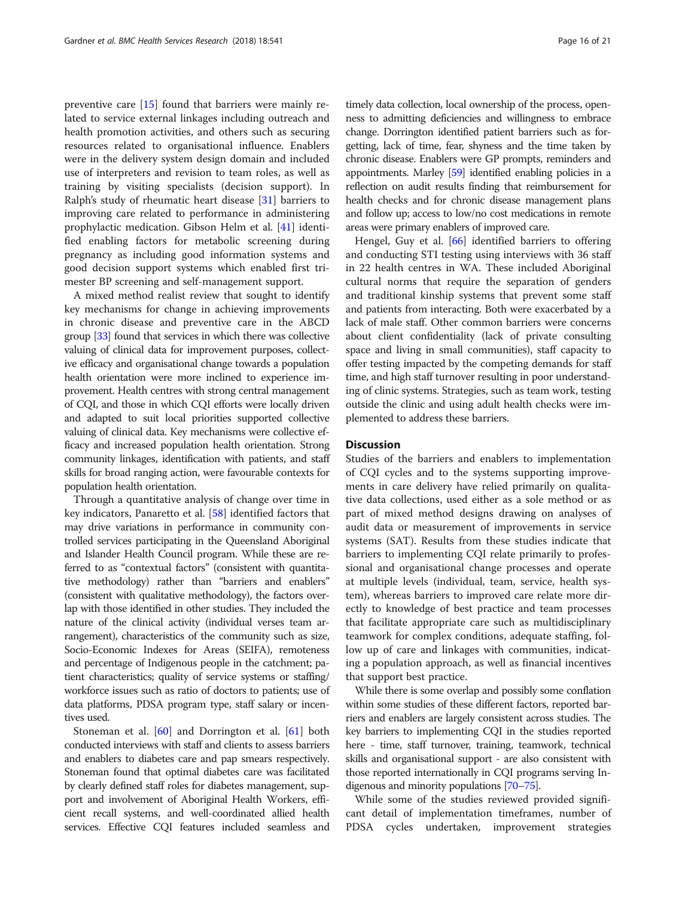preventive care [15] found that barriers were mainly related to service external linkages including outreach and health promotion activities, and others such as securing resources related to organisational influence. Enablers were in the delivery system design domain and included use of interpreters and revision to team roles, as well as training by visiting specialists (decision support). In Ralph's study of rheumatic heart disease [31] barriers to improving care related to performance in administering prophylactic medication. Gibson Helm et al. [41] identified enabling factors for metabolic screening during pregnancy as including good information systems and good decision support systems which enabled first trimester BP screening and self-management support.

A mixed method realist review that sought to identify key mechanisms for change in achieving improvements in chronic disease and preventive care in the ABCD group [33] found that services in which there was collective valuing of clinical data for improvement purposes, collective efficacy and organisational change towards a population health orientation were more inclined to experience improvement. Health centres with strong central management of CQI, and those in which CQI efforts were locally driven and adapted to suit local priorities supported collective valuing of clinical data. Key mechanisms were collective efficacy and increased population health orientation. Strong community linkages, identification with patients, and staff skills for broad ranging action, were favourable contexts for population health orientation.

Through a quantitative analysis of change over time in key indicators, Panaretto et al. [58] identified factors that may drive variations in performance in community controlled services participating in the Queensland Aboriginal and Islander Health Council program. While these are referred to as "contextual factors" (consistent with quantitative methodology) rather than "barriers and enablers" (consistent with qualitative methodology), the factors overlap with those identified in other studies. They included the nature of the clinical activity (individual verses team arrangement), characteristics of the community such as size, Socio-Economic Indexes for Areas (SEIFA), remoteness and percentage of Indigenous people in the catchment; patient characteristics; quality of service systems or staffing/workforce issues such as ratio of doctors to patients; use of data platforms, PDSA program type, staff salary or incentives used.

Stoneman et al. [60] and Dorrington et al. [61] both conducted interviews with staff and clients to assess barriers and enablers to diabetes care and pap smears respectively. Stoneman found that optimal diabetes care was facilitated by clearly defined staff roles for diabetes management, support and involvement of Aboriginal Health Workers, efficient recall systems, and well-coordinated allied health services. Effective CQI features included seamless and timely data collection, local ownership of the process, openness to admitting deficiencies and willingness to embrace change. Dorrington identified patient barriers such as forgetting, lack of time, fear, shyness and the time taken by chronic disease. Enablers were GP prompts, reminders and appointments. Marley [59] identified enabling policies in a reflection on audit results finding that reimbursement for health checks and for chronic disease management plans and follow up; access to low/no cost medications in remote areas were primary enablers of improved care.

Hengel, Guy et al. [66] identified barriers to offering and conducting STI testing using interviews with 36 staff in 22 health centres in WA. These included Aboriginal cultural norms that require the separation of genders and traditional kinship systems that prevent some staff and patients from interacting. Both were exacerbated by a lack of male staff. Other common barriers were concerns about client confidentiality (lack of private consulting space and living in small communities), staff capacity to offer testing impacted by the competing demands for staff time, and high staff turnover resulting in poor understanding of clinic systems. Strategies, such as team work, testing outside the clinic and using adult health checks were implemented to address these barriers.

## Discussion

Studies of the barriers and enablers to implementation of CQI cycles and to the systems supporting improvements in care delivery have relied primarily on qualitative data collections, used either as a sole method or as part of mixed method designs drawing on analyses of audit data or measurement of improvements in service systems (SAT). Results from these studies indicate that barriers to implementing CQI relate primarily to professional and organisational change processes and operate at multiple levels (individual, team, service, health system), whereas barriers to improved care relate more directly to knowledge of best practice and team processes that facilitate appropriate care such as multidisciplinary teamwork for complex conditions, adequate staffing, follow up of care and linkages with communities, indicating a population approach, as well as financial incentives that support best practice.

While there is some overlap and possibly some conflation within some studies of these different factors, reported barriers and enablers are largely consistent across studies. The key barriers to implementing CQI in the studies reported here - time, staff turnover, training, teamwork, technical skills and organisational support - are also consistent with those reported internationally in CQI programs serving Indigenous and minority populations [70–75].

While some of the studies reviewed provided significant detail of implementation timeframes, number of PDSA cycles undertaken, improvement strategies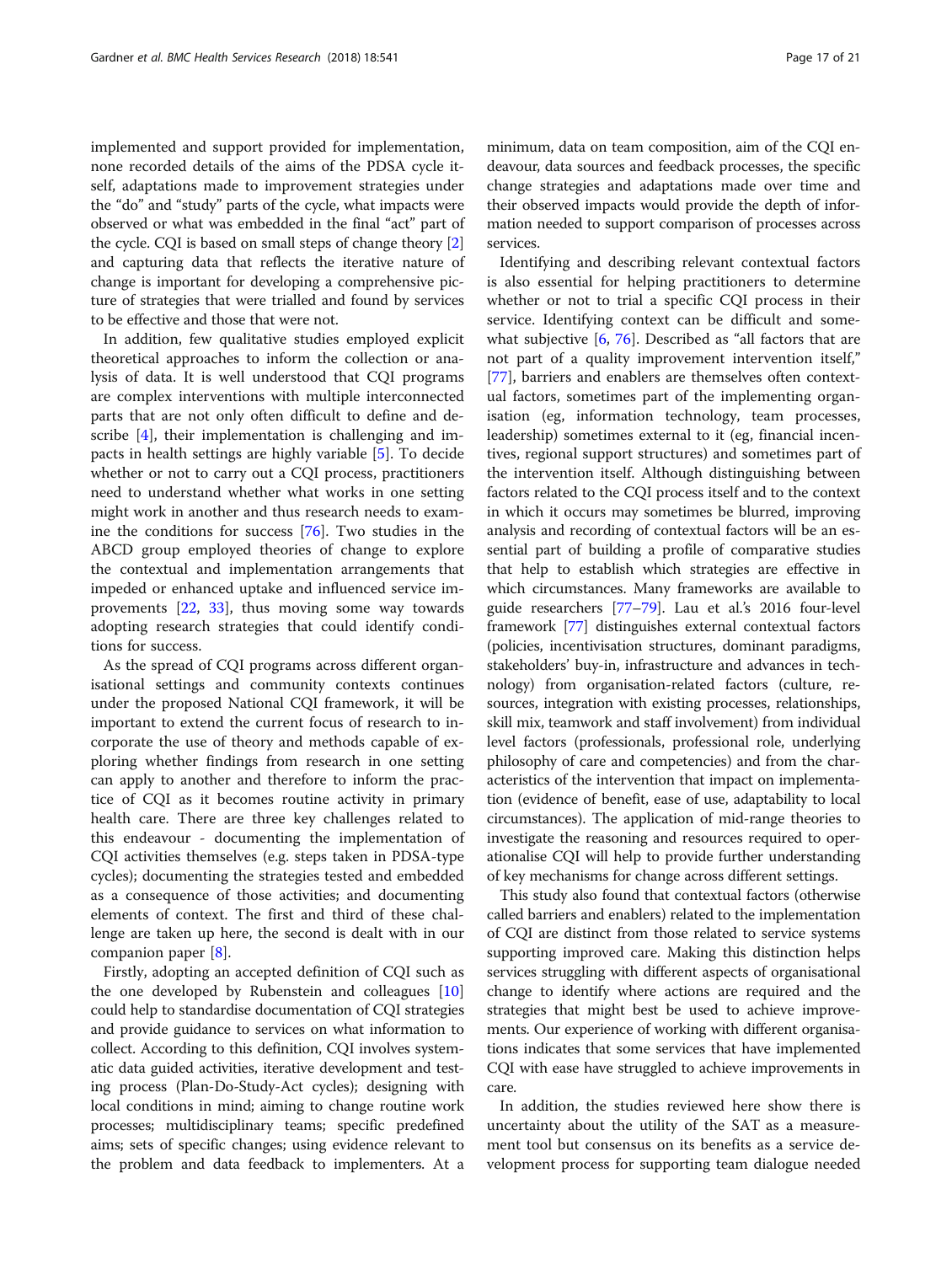implemented and support provided for implementation, none recorded details of the aims of the PDSA cycle itself, adaptations made to improvement strategies under the "do" and "study" parts of the cycle, what impacts were observed or what was embedded in the final "act" part of the cycle. CQI is based on small steps of change theory [2] and capturing data that reflects the iterative nature of change is important for developing a comprehensive picture of strategies that were trialled and found by services to be effective and those that were not.

In addition, few qualitative studies employed explicit theoretical approaches to inform the collection or analysis of data. It is well understood that CQI programs are complex interventions with multiple interconnected parts that are not only often difficult to define and describe [4], their implementation is challenging and impacts in health settings are highly variable [5]. To decide whether or not to carry out a CQI process, practitioners need to understand whether what works in one setting might work in another and thus research needs to examine the conditions for success [76]. Two studies in the ABCD group employed theories of change to explore the contextual and implementation arrangements that impeded or enhanced uptake and influenced service improvements [22, 33], thus moving some way towards adopting research strategies that could identify conditions for success.

As the spread of CQI programs across different organisational settings and community contexts continues under the proposed National CQI framework, it will be important to extend the current focus of research to incorporate the use of theory and methods capable of exploring whether findings from research in one setting can apply to another and therefore to inform the practice of CQI as it becomes routine activity in primary health care. There are three key challenges related to this endeavour - documenting the implementation of CQI activities themselves (e.g. steps taken in PDSA-type cycles); documenting the strategies tested and embedded as a consequence of those activities; and documenting elements of context. The first and third of these challenge are taken up here, the second is dealt with in our companion paper [8].

Firstly, adopting an accepted definition of CQI such as the one developed by Rubenstein and colleagues [10] could help to standardise documentation of CQI strategies and provide guidance to services on what information to collect. According to this definition, CQI involves systematic data guided activities, iterative development and testing process (Plan-Do-Study-Act cycles); designing with local conditions in mind; aiming to change routine work processes; multidisciplinary teams; specific predefined aims; sets of specific changes; using evidence relevant to the problem and data feedback to implementers. At a minimum, data on team composition, aim of the CQI endeavour, data sources and feedback processes, the specific change strategies and adaptations made over time and their observed impacts would provide the depth of information needed to support comparison of processes across services.

Identifying and describing relevant contextual factors is also essential for helping practitioners to determine whether or not to trial a specific CQI process in their service. Identifying context can be difficult and somewhat subjective [6, 76]. Described as "all factors that are not part of a quality improvement intervention itself," [77], barriers and enablers are themselves often contextual factors, sometimes part of the implementing organisation (eg, information technology, team processes, leadership) sometimes external to it (eg, financial incentives, regional support structures) and sometimes part of the intervention itself. Although distinguishing between factors related to the CQI process itself and to the context in which it occurs may sometimes be blurred, improving analysis and recording of contextual factors will be an essential part of building a profile of comparative studies that help to establish which strategies are effective in which circumstances. Many frameworks are available to guide researchers [77–79]. Lau et al.'s 2016 four-level framework [77] distinguishes external contextual factors (policies, incentivisation structures, dominant paradigms, stakeholders' buy-in, infrastructure and advances in technology) from organisation-related factors (culture, resources, integration with existing processes, relationships, skill mix, teamwork and staff involvement) from individual level factors (professionals, professional role, underlying philosophy of care and competencies) and from the characteristics of the intervention that impact on implementation (evidence of benefit, ease of use, adaptability to local circumstances). The application of mid-range theories to investigate the reasoning and resources required to operationalise CQI will help to provide further understanding of key mechanisms for change across different settings.

This study also found that contextual factors (otherwise called barriers and enablers) related to the implementation of CQI are distinct from those related to service systems supporting improved care. Making this distinction helps services struggling with different aspects of organisational change to identify where actions are required and the strategies that might best be used to achieve improvements. Our experience of working with different organisations indicates that some services that have implemented CQI with ease have struggled to achieve improvements in care.

In addition, the studies reviewed here show there is uncertainty about the utility of the SAT as a measurement tool but consensus on its benefits as a service development process for supporting team dialogue needed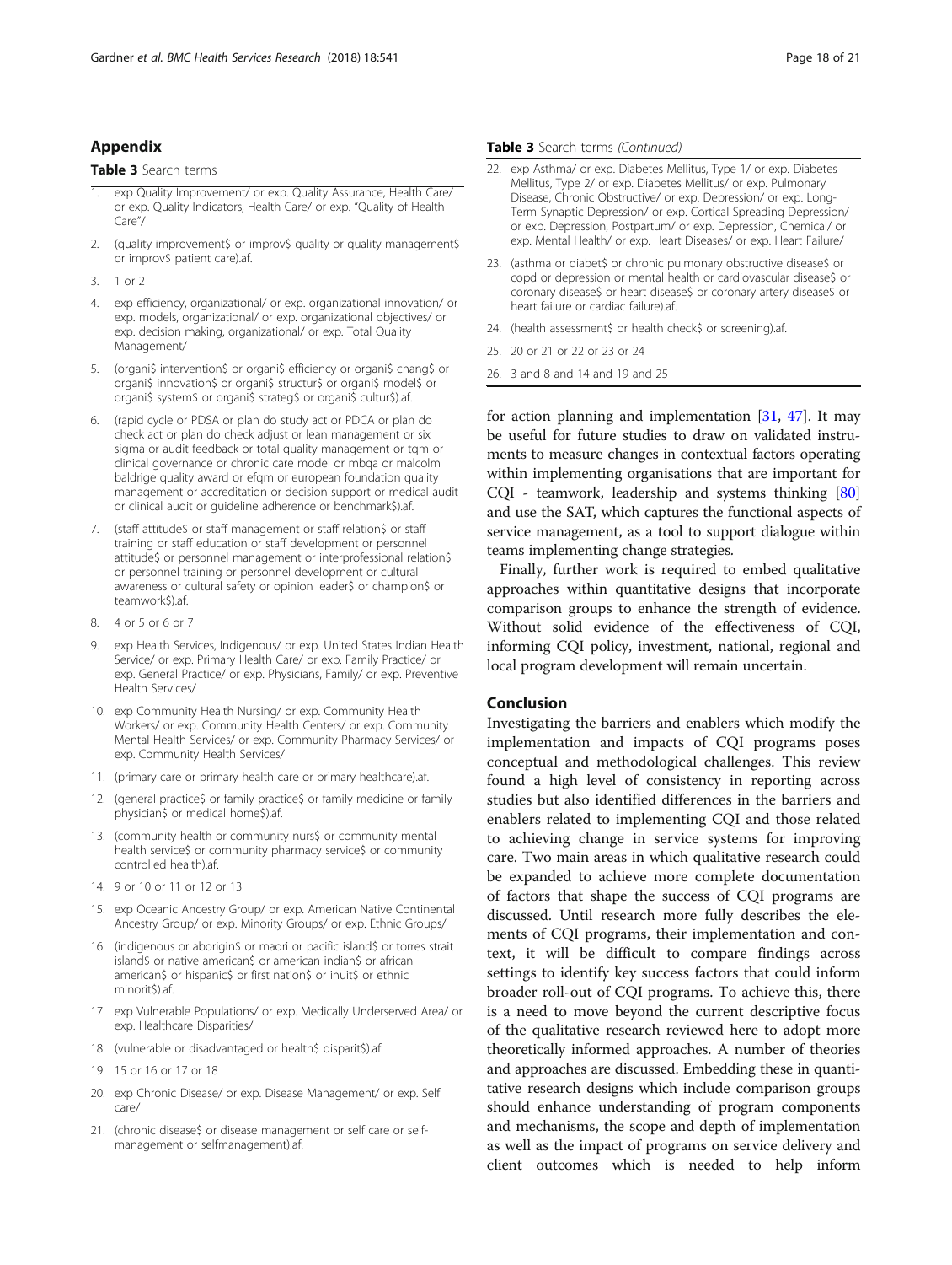## Appendix

**Table 3** Search terms

1. exp Quality Improvement/ or exp. Quality Assurance, Health Care/ or exp. Quality Indicators, Health Care/ or exp. "Quality of Health Care"/
2. (quality improvement$ or improv$ quality or quality management$ or improv$ patient care).af.
3. 1 or 2
4. exp efficiency, organizational/ or exp. organizational innovation/ or exp. models, organizational/ or exp. organizational objectives/ or exp. decision making, organizational/ or exp. Total Quality Management/
5. (organi$ intervention$ or organi$ efficiency or organi$ chang$ or organi$ innovation$ or organi$ structur$ or organi$ model$ or organi$ system$ or organi$ strateg$ or organi$ cultur$).af.
6. (rapid cycle or PDSA or plan do study act or PDCA or plan do check act or plan do check adjust or lean management or six sigma or audit feedback or total quality management or tqm or clinical governance or chronic care model or mbqa or malcolm baldrige quality award or efqm or european foundation quality management or accreditation or decision support or medical audit or clinical audit or guideline adherence or benchmark$).af.
7. (staff attitude$ or staff management or staff relation$ or staff training or staff education or staff development or personnel attitude$ or personnel management or interprofessional relation$ or personnel training or personnel development or cultural awareness or cultural safety or opinion leader$ or champion$ or teamwork$).af.
8. 4 or 5 or 6 or 7
9. exp Health Services, Indigenous/ or exp. United States Indian Health Service/ or exp. Primary Health Care/ or exp. Family Practice/ or exp. General Practice/ or exp. Physicians, Family/ or exp. Preventive Health Services/
10. exp Community Health Nursing/ or exp. Community Health Workers/ or exp. Community Health Centers/ or exp. Community Mental Health Services/ or exp. Community Pharmacy Services/ or exp. Community Health Services/
11. (primary care or primary health care or primary healthcare).af.
12. (general practice$ or family practice$ or family medicine or family physician$ or medical home$).af.
13. (community health or community nurs$ or community mental health service$ or community pharmacy service$ or community controlled health).af.
14. 9 or 10 or 11 or 12 or 13
15. exp Oceanic Ancestry Group/ or exp. American Native Continental Ancestry Group/ or exp. Minority Groups/ or exp. Ethnic Groups/
16. (indigenous or aborigin$ or maori or pacific island$ or torres strait island$ or native american$ or american indian$ or african american$ or hispanic$ or first nation$ or inuit$ or ethnic minorit$).af.
17. exp Vulnerable Populations/ or exp. Medically Underserved Area/ or exp. Healthcare Disparities/
18. (vulnerable or disadvantaged or health$ disparit$).af.
19. 15 or 16 or 17 or 18
20. exp Chronic Disease/ or exp. Disease Management/ or exp. Self care/
21. (chronic disease$ or disease management or self care or self-management or selfmanagement).af.
22. exp Asthma/ or exp. Diabetes Mellitus, Type 1/ or exp. Diabetes Mellitus, Type 2/ or exp. Diabetes Mellitus/ or exp. Pulmonary Disease, Chronic Obstructive/ or exp. Depression/ or exp. Long-Term Synaptic Depression/ or exp. Cortical Spreading Depression/ or exp. Depression, Postpartum/ or exp. Depression, Chemical/ or exp. Mental Health/ or exp. Heart Diseases/ or exp. Heart Failure/
23. (asthma or diabet$ or chronic pulmonary obstructive disease$ or copd or depression or mental health or cardiovascular disease$ or coronary disease$ or heart disease$ or coronary artery disease$ or heart failure or cardiac failure).af.
24. (health assessment$ or health check$ or screening).af.
25. 20 or 21 or 22 or 23 or 24
26. 3 and 8 and 14 and 19 and 25

for action planning and implementation [31, 47]. It may be useful for future studies to draw on validated instruments to measure changes in contextual factors operating within implementing organisations that are important for CQI - teamwork, leadership and systems thinking [80] and use the SAT, which captures the functional aspects of service management, as a tool to support dialogue within teams implementing change strategies.

Finally, further work is required to embed qualitative approaches within quantitative designs that incorporate comparison groups to enhance the strength of evidence. Without solid evidence of the effectiveness of CQI, informing CQI policy, investment, national, regional and local program development will remain uncertain.

## Conclusion

Investigating the barriers and enablers which modify the implementation and impacts of CQI programs poses conceptual and methodological challenges. This review found a high level of consistency in reporting across studies but also identified differences in the barriers and enablers related to implementing CQI and those related to achieving change in service systems for improving care. Two main areas in which qualitative research could be expanded to achieve more complete documentation of factors that shape the success of CQI programs are discussed. Until research more fully describes the elements of CQI programs, their implementation and context, it will be difficult to compare findings across settings to identify key success factors that could inform broader roll-out of CQI programs. To achieve this, there is a need to move beyond the current descriptive focus of the qualitative research reviewed here to adopt more theoretically informed approaches. A number of theories and approaches are discussed. Embedding these in quantitative research designs which include comparison groups should enhance understanding of program components and mechanisms, the scope and depth of implementation as well as the impact of programs on service delivery and client outcomes which is needed to help inform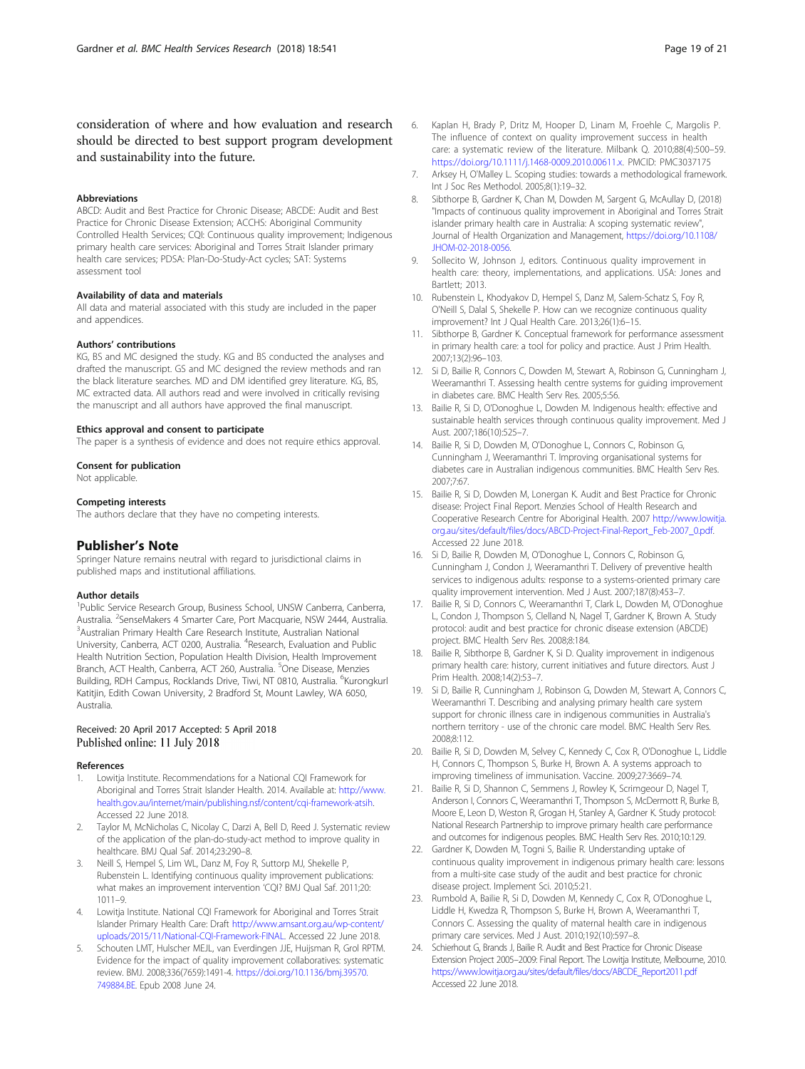consideration of where and how evaluation and research should be directed to best support program development and sustainability into the future.

### Abbreviations

ABCD: Audit and Best Practice for Chronic Disease; ABCDE: Audit and Best Practice for Chronic Disease Extension; ACCHS: Aboriginal Community Controlled Health Services; CQI: Continuous quality improvement; Indigenous primary health care services: Aboriginal and Torres Strait Islander primary health care services; PDSA: Plan-Do-Study-Act cycles; SAT: Systems assessment tool

### Availability of data and materials

All data and material associated with this study are included in the paper and appendices.

### Authors' contributions

KG, BS and MC designed the study. KG and BS conducted the analyses and drafted the manuscript. GS and MC designed the review methods and ran the black literature searches. MD and DM identified grey literature. KG, BS, MC extracted data. All authors read and were involved in critically revising the manuscript and all authors have approved the final manuscript.

### Ethics approval and consent to participate

The paper is a synthesis of evidence and does not require ethics approval.

### Consent for publication

Not applicable.

### Competing interests

The authors declare that they have no competing interests.

## Publisher's Note

Springer Nature remains neutral with regard to jurisdictional claims in published maps and institutional affiliations.

### Author details

[1]Public Service Research Group, Business School, UNSW Canberra, Canberra, Australia. [2]SenseMakers 4 Smarter Care, Port Macquarie, NSW 2444, Australia. [3]Australian Primary Health Care Research Institute, Australian National University, Canberra, ACT 0200, Australia. [4]Research, Evaluation and Public Health Nutrition Section, Population Health Division, Health Improvement Branch, ACT Health, Canberra, ACT 260, Australia. [5]One Disease, Menzies Building, RDH Campus, Rocklands Drive, Tiwi, NT 0810, Australia. [6]Kurongkurl Katitjin, Edith Cowan University, 2 Bradford St, Mount Lawley, WA 6050, Australia.

Received: 20 April 2017 Accepted: 5 April 2018
Published online: 11 July 2018

### References

1. Lowitja Institute. Recommendations for a National CQI Framework for Aboriginal and Torres Strait Islander Health. 2014. Available at: http://www.health.gov.au/internet/main/publishing.nsf/content/cqi-framework-atsih. Accessed 22 June 2018.
2. Taylor M, McNicholas C, Nicolay C, Darzi A, Bell D, Reed J. Systematic review of the application of the plan-do-study-act method to improve quality in healthcare. BMJ Qual Saf. 2014;23:290–8.
3. Neill S, Hempel S, Lim WL, Danz M, Foy R, Suttorp MJ, Shekelle P, Rubenstein L. Identifying continuous quality improvement publications: what makes an improvement intervention 'CQI? BMJ Qual Saf. 2011;20:1011–9.
4. Lowitja Institute. National CQI Framework for Aboriginal and Torres Strait Islander Primary Health Care: Draft http://www.amsant.org.au/wp-content/uploads/2015/11/National-CQI-Framework-FINAL. Accessed 22 June 2018.
5. Schouten LMT, Hulscher MEJL, van Everdingen JJE, Huijsman R, Grol RPTM. Evidence for the impact of quality improvement collaboratives: systematic review. BMJ. 2008;336(7659):1491-4. https://doi.org/10.1136/bmj.39570.749884.BE. Epub 2008 June 24.
6. Kaplan H, Brady P, Dritz M, Hooper D, Linam M, Froehle C, Margolis P. The influence of context on quality improvement success in health care: a systematic review of the literature. Milbank Q. 2010;88(4):500–59. https://doi.org/10.1111/j.1468-0009.2010.00611.x. PMCID: PMC3037175
7. Arksey H, O'Malley L. Scoping studies: towards a methodological framework. Int J Soc Res Methodol. 2005;8(1):19–32.
8. Sibthorpe B, Gardner K, Chan M, Dowden M, Sargent G, McAullay D, (2018) "Impacts of continuous quality improvement in Aboriginal and Torres Strait islander primary health care in Australia: A scoping systematic review", Journal of Health Organization and Management, https://doi.org/10.1108/JHOM-02-2018-0056.
9. Sollecito W, Johnson J, editors. Continuous quality improvement in health care: theory, implementations, and applications. USA: Jones and Bartlett; 2013.
10. Rubenstein L, Khodyakov D, Hempel S, Danz M, Salem-Schatz S, Foy R, O'Neill S, Dalal S, Shekelle P. How can we recognize continuous quality improvement? Int J Qual Health Care. 2013;26(1):6–15.
11. Sibthorpe B, Gardner K. Conceptual framework for performance assessment in primary health care: a tool for policy and practice. Aust J Prim Health. 2007;13(2):96–103.
12. Si D, Bailie R, Connors C, Dowden M, Stewart A, Robinson G, Cunningham J, Weeramanthri T. Assessing health centre systems for guiding improvement in diabetes care. BMC Health Serv Res. 2005;5:56.
13. Bailie R, Si D, O'Donoghue L, Dowden M. Indigenous health: effective and sustainable health services through continuous quality improvement. Med J Aust. 2007;186(10):525–7.
14. Bailie R, Si D, Dowden M, O'Donoghue L, Connors C, Robinson G, Cunningham J, Weeramanthri T. Improving organisational systems for diabetes care in Australian indigenous communities. BMC Health Serv Res. 2007;7:67.
15. Bailie R, Si D, Dowden M, Lonergan K. Audit and Best Practice for Chronic disease: Project Final Report. Menzies School of Health Research and Cooperative Research Centre for Aboriginal Health. 2007 http://www.lowitja.org.au/sites/default/files/docs/ABCD-Project-Final-Report_Feb-2007_0.pdf. Accessed 22 June 2018.
16. Si D, Bailie R, Dowden M, O'Donoghue L, Connors C, Robinson G, Cunningham J, Condon J, Weeramanthri T. Delivery of preventive health services to indigenous adults: response to a systems-oriented primary care quality improvement intervention. Med J Aust. 2007;187(8):453–7.
17. Bailie R, Si D, Connors C, Weeramanthri T, Clark L, Dowden M, O'Donoghue L, Condon J, Thompson S, Clelland N, Nagel T, Gardner K, Brown A. Study protocol: audit and best practice for chronic disease extension (ABCDE) project. BMC Health Serv Res. 2008;8:184.
18. Bailie R, Sibthorpe B, Gardner K, Si D. Quality improvement in indigenous primary health care: history, current initiatives and future directors. Aust J Prim Health. 2008;14(2):53–7.
19. Si D, Bailie R, Cunningham J, Robinson G, Dowden M, Stewart A, Connors C, Weeramanthri T. Describing and analysing primary health care system support for chronic illness care in indigenous communities in Australia's northern territory - use of the chronic care model. BMC Health Serv Res. 2008;8:112.
20. Bailie R, Si D, Dowden M, Selvey C, Kennedy C, Cox R, O'Donoghue L, Liddle H, Connors C, Thompson S, Burke H, Brown A. A systems approach to improving timeliness of immunisation. Vaccine. 2009;27:3669–74.
21. Bailie R, Si D, Shannon C, Semmens J, Rowley K, Scrimgeour D, Nagel T, Anderson I, Connors C, Weeramanthri T, Thompson S, McDermott R, Burke B, Moore E, Leon D, Weston R, Grogan H, Stanley A, Gardner K. Study protocol: National Research Partnership to improve primary health care performance and outcomes for indigenous peoples. BMC Health Serv Res. 2010;10:129.
22. Gardner K, Dowden M, Togni S, Bailie R. Understanding uptake of continuous quality improvement in indigenous primary health care: lessons from a multi-site case study of the audit and best practice for chronic disease project. Implement Sci. 2010;5:21.
23. Rumbold A, Bailie R, Si D, Dowden M, Kennedy C, Cox R, O'Donoghue L, Liddle H, Kwedza R, Thompson S, Burke H, Brown A, Weeramanthri T, Connors C. Assessing the quality of maternal health care in indigenous primary care services. Med J Aust. 2010;192(10):597–8.
24. Schierhout G, Brands J, Bailie R. Audit and Best Practice for Chronic Disease Extension Project 2005–2009: Final Report. The Lowitja Institute, Melbourne, 2010. https://www.lowitja.org.au/sites/default/files/docs/ABCDE_Report2011.pdf Accessed 22 June 2018.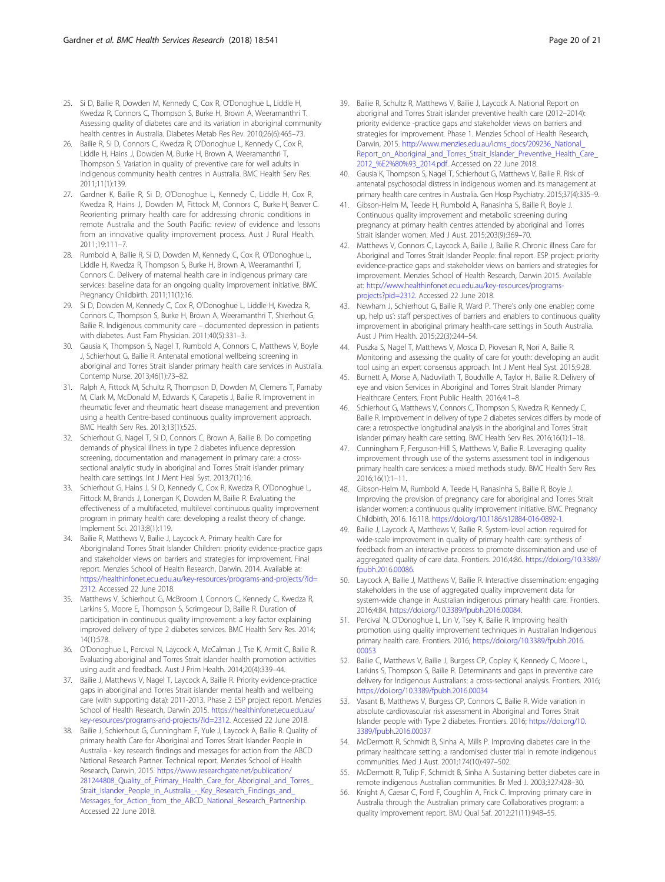25. Si D, Bailie R, Dowden M, Kennedy C, Cox R, O'Donoghue L, Liddle H, Kwedza R, Connors C, Thompson S, Burke H, Brown A, Weeramanthri T. Assessing quality of diabetes care and its variation in aboriginal community health centres in Australia. Diabetes Metab Res Rev. 2010;26(6):465–73.
26. Bailie R, Si D, Connors C, Kwedza R, O'Donoghue L, Kennedy C, Cox R, Liddle H, Hains J, Dowden M, Burke H, Brown A, Weeramanthri T, Thompson S. Variation in quality of preventive care for well adults in indigenous community health centres in Australia. BMC Health Serv Res. 2011;11(1):139.
27. Gardner K, Bailie R, Si D, O'Donoghue L, Kennedy C, Liddle H, Cox R, Kwedza R, Hains J, Dowden M, Fittock M, Connors C, Burke H, Beaver C. Reorienting primary health care for addressing chronic conditions in remote Australia and the South Pacific: review of evidence and lessons from an innovative quality improvement process. Aust J Rural Health. 2011;19:111–7.
28. Rumbold A, Bailie R, Si D, Dowden M, Kennedy C, Cox R, O'Donoghue L, Liddle H, Kwedza R, Thompson S, Burke H, Brown A, Weeramanthri T, Connors C. Delivery of maternal health care in indigenous primary care services: baseline data for an ongoing quality improvement initiative. BMC Pregnancy Childbirth. 2011;11(1):16.
29. Si D, Dowden M, Kennedy C, Cox R, O'Donoghue L, Liddle H, Kwedza R, Connors C, Thompson S, Burke H, Brown A, Weeramanthri T, Shierhout G, Bailie R. Indigenous community care – documented depression in patients with diabetes. Aust Fam Physician. 2011;40(5):331–3.
30. Gausia K, Thompson S, Nagel T, Rumbold A, Connors C, Matthews V, Boyle J, Schierhout G, Bailie R. Antenatal emotional wellbeing screening in aboriginal and Torres Strait islander primary health care services in Australia. Contemp Nurse. 2013;46(1):73–82.
31. Ralph A, Fittock M, Schultz R, Thompson D, Dowden M, Clemens T, Parnaby M, Clark M, McDonald M, Edwards K, Carapetis J, Bailie R. Improvement in rheumatic fever and rheumatic heart disease management and prevention using a health Centre-based continuous quality improvement approach. BMC Health Serv Res. 2013;13(1):525.
32. Schierhout G, Nagel T, Si D, Connors C, Brown A, Bailie B. Do competing demands of physical illness in type 2 diabetes influence depression screening, documentation and management in primary care: a cross-sectional analytic study in aboriginal and Torres Strait islander primary health care settings. Int J Ment Heal Syst. 2013;7(1):16.
33. Schierhout G, Hains J, Si D, Kennedy C, Cox R, Kwedza R, O'Donoghue L, Fittock M, Brands J, Lonergan K, Dowden M, Bailie R. Evaluating the effectiveness of a multifaceted, multilevel continuous quality improvement program in primary health care: developing a realist theory of change. Implement Sci. 2013;8(1):119.
34. Bailie R, Matthews V, Bailie J, Laycock A. Primary health Care for Aboriginaland Torres Strait Islander Children: priority evidence-practice gaps and stakeholder views on barriers and strategies for improvement. Final report. Menzies School of Health Research, Darwin. 2014. Available at: https://healthinfonet.ecu.edu.au/key-resources/programs-and-projects/?id=2312. Accessed 22 June 2018.
35. Matthews V, Schierhout G, McBroom J, Connors C, Kennedy C, Kwedza R, Larkins S, Moore E, Thompson S, Scrimgeour D, Bailie R. Duration of participation in continuous quality improvement: a key factor explaining improved delivery of type 2 diabetes services. BMC Health Serv Res. 2014; 14(1):578.
36. O'Donoghue L, Percival N, Laycock A, McCalman J, Tse K, Armit C, Bailie R. Evaluating aboriginal and Torres Strait islander health promotion activities using audit and feedback. Aust J Prim Health. 2014;20(4):339–44.
37. Bailie J, Matthews V, Nagel T, Laycock A, Bailie R. Priority evidence-practice gaps in aboriginal and Torres Strait islander mental health and wellbeing care (with supporting data): 2011-2013. Phase 2 ESP project report. Menzies School of Health Research, Darwin 2015. https://healthinfonet.ecu.edu.au/key-resources/programs-and-projects/?id=2312. Accessed 22 June 2018.
38. Bailie J, Schierhout G, Cunningham F, Yule J, Laycock A, Bailie R. Quality of primary health Care for Aboriginal and Torres Strait Islander People in Australia - key research findings and messages for action from the ABCD National Research Partner. Technical report. Menzies School of Health Research, Darwin, 2015. https://www.researchgate.net/publication/281244808_Quality_of_Primary_Health_Care_for_Aboriginal_and_Torres_Strait_Islander_People_in_Australia_-_Key_Research_Findings_and_Messages_for_Action_from_the_ABCD_National_Research_Partnership. Accessed 22 June 2018.
39. Bailie R, Schultz R, Matthews V, Bailie J, Laycock A. National Report on aboriginal and Torres Strait islander preventive health care (2012–2014): priority evidence -practice gaps and stakeholder views on barriers and strategies for improvement. Phase 1. Menzies School of Health Research, Darwin, 2015. http://www.menzies.edu.au/icms_docs/209236_National_Report_on_Aboriginal_and_Torres_Strait_Islander_Preventive_Health_Care_2012_%E2%80%93_2014.pdf. Accessed on 22 June 2018.
40. Gausia K, Thompson S, Nagel T, Schierhout G, Matthews V, Bailie R. Risk of antenatal psychosocial distress in indigenous women and its management at primary health care centres in Australia. Gen Hosp Psychiatry. 2015;37(4):335–9.
41. Gibson-Helm M, Teede H, Rumbold A, Ranasinha S, Bailie R, Boyle J. Continuous quality improvement and metabolic screening during pregnancy at primary health centres attended by aboriginal and Torres Strait islander women. Med J Aust. 2015;203(9):369–70.
42. Matthews V, Connors C, Laycock A, Bailie J, Bailie R. Chronic illness Care for Aboriginal and Torres Strait Islander People: final report. ESP project: priority evidence-practice gaps and stakeholder views on barriers and strategies for improvement. Menzies School of Health Research, Darwin 2015. Available at: http://www.healthinfonet.ecu.edu.au/key-resources/programs-projects?pid=2312. Accessed 22 June 2018.
43. Newham J, Schierhout G, Bailie R, Ward P. 'There's only one enabler; come up, help us': staff perspectives of barriers and enablers to continuous quality improvement in aboriginal primary health-care settings in South Australia. Aust J Prim Health. 2015;22(3):244–54.
44. Puszka S, Nagel T, Matthews V, Mosca D, Piovesan R, Nori A, Bailie R. Monitoring and assessing the quality of care for youth: developing an audit tool using an expert consensus approach. Int J Ment Heal Syst. 2015;9:28.
45. Burnett A, Morse A, Naduvilath T, Boudville A, Taylor H, Bailie R. Delivery of eye and vision Services in Aboriginal and Torres Strait Islander Primary Healthcare Centers. Front Public Health. 2016;4:1–8.
46. Schierhout G, Matthews V, Connors C, Thompson S, Kwedza R, Kennedy C, Bailie R. Improvement in delivery of type 2 diabetes services differs by mode of care: a retrospective longitudinal analysis in the aboriginal and Torres Strait islander primary health care setting. BMC Health Serv Res. 2016;16(1):1–18.
47. Cunningham F, Ferguson-Hill S, Matthews V, Bailie R. Leveraging quality improvement through use of the systems assessment tool in indigenous primary health care services: a mixed methods study. BMC Health Serv Res. 2016;16(1):1–11.
48. Gibson-Helm M, Rumbold A, Teede H, Ranasinha S, Bailie R, Boyle J. Improving the provision of pregnancy care for aboriginal and Torres Strait islander women: a continuous quality improvement initiative. BMC Pregnancy Childbirth, 2016. 16:118. https://doi.org/10.1186/s12884-016-0892-1.
49. Bailie J, Laycock A, Matthews V, Bailie R. System-level action required for wide-scale improvement in quality of primary health care: synthesis of feedback from an interactive process to promote dissemination and use of aggregated quality of care data. Frontiers. 2016;4:86. https://doi.org/10.3389/fpubh.2016.00086.
50. Laycock A, Bailie J, Matthews V, Bailie R. Interactive dissemination: engaging stakeholders in the use of aggregated quality improvement data for system-wide change in Australian indigenous primary health care. Frontiers. 2016;4:84. https://doi.org/10.3389/fpubh.2016.00084.
51. Percival N, O'Donoghue L, Lin V, Tsey K, Bailie R. Improving health promotion using quality improvement techniques in Australian Indigenous primary health care. Frontiers. 2016; https://doi.org/10.3389/fpubh.2016.00053
52. Bailie C, Matthews V, Bailie J, Burgess CP, Copley K, Kennedy C, Moore L, Larkins S, Thompson S, Bailie R. Determinants and gaps in preventive care delivery for Indigenous Australians: a cross-sectional analysis. Frontiers. 2016; https://doi.org/10.3389/fpubh.2016.00034
53. Vasant B, Matthews V, Burgess CP, Connors C, Bailie R. Wide variation in absolute cardiovascular risk assessment in Aboriginal and Torres Strait Islander people with Type 2 diabetes. Frontiers. 2016; https://doi.org/10.3389/fpubh.2016.00037
54. McDermott R, Schmidt B, Sinha A, Mills P. Improving diabetes care in the primary healthcare setting: a randomised cluster trial in remote indigenous communities. Med J Aust. 2001;174(10):497–502.
55. McDermott R, Tulip F, Schmidt B, Sinha A. Sustaining better diabetes care in remote indigenous Australian communities. Br Med J. 2003;327:428–30.
56. Knight A, Caesar C, Ford F, Coughlin A, Frick C. Improving primary care in Australia through the Australian primary care Collaboratives program: a quality improvement report. BMJ Qual Saf. 2012;21(11):948–55.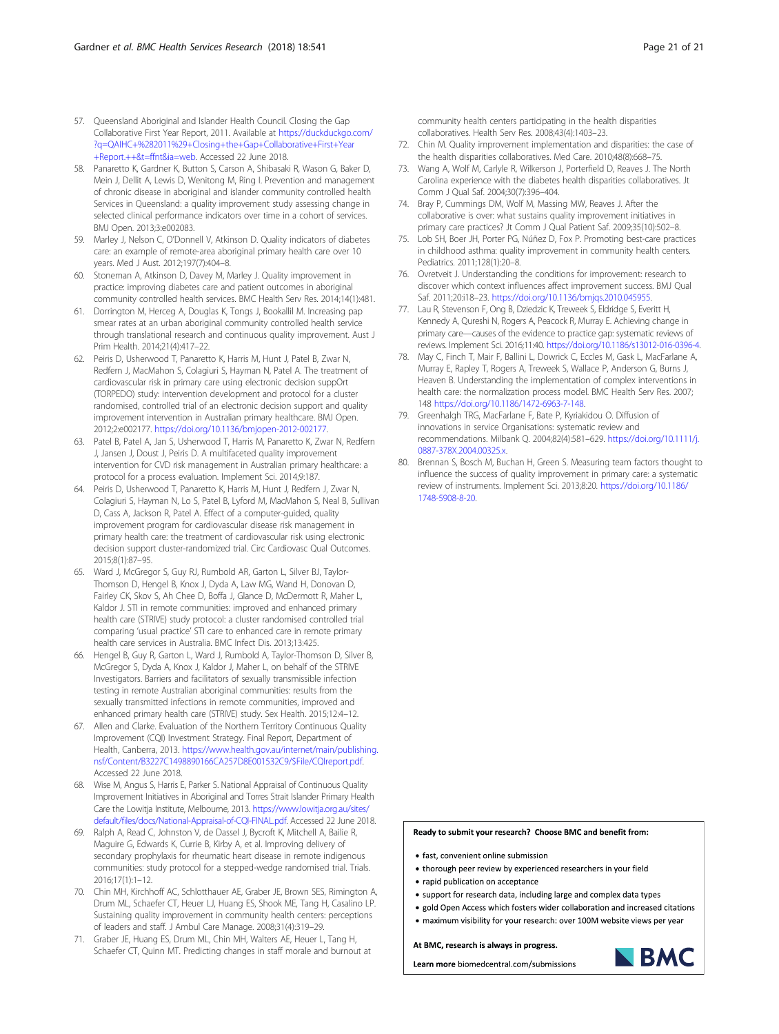57. Queensland Aboriginal and Islander Health Council. Closing the Gap Collaborative First Year Report, 2011. Available at https://duckduckgo.com/?q=QAIHC+%282011%29+Closing+the+Gap+Collaborative+First+Year+Report.++&t=ffnt&ia=web. Accessed 22 June 2018.
58. Panaretto K, Gardner K, Button S, Carson A, Shibasaki R, Wason G, Baker D, Mein J, Dellit A, Lewis D, Wenitong M, Ring I. Prevention and management of chronic disease in aboriginal and islander community controlled health Services in Queensland: a quality improvement study assessing change in selected clinical performance indicators over time in a cohort of services. BMJ Open. 2013;3:e002083.
59. Marley J, Nelson C, O'Donnell V, Atkinson D. Quality indicators of diabetes care: an example of remote-area aboriginal primary health care over 10 years. Med J Aust. 2012;197(7):404–8.
60. Stoneman A, Atkinson D, Davey M, Marley J. Quality improvement in practice: improving diabetes care and patient outcomes in aboriginal community controlled health services. BMC Health Serv Res. 2014;14(1):481.
61. Dorrington M, Herceg A, Douglas K, Tongs J, Bookallil M. Increasing pap smear rates at an urban aboriginal community controlled health service through translational research and continuous quality improvement. Aust J Prim Health. 2014;21(4):417–22.
62. Peiris D, Usherwood T, Panaretto K, Harris M, Hunt J, Patel B, Zwar N, Redfern J, MacMahon S, Colagiuri S, Hayman N, Patel A. The treatment of cardiovascular risk in primary care using electronic decision suppOrt (TORPEDO) study: intervention development and protocol for a cluster randomised, controlled trial of an electronic decision support and quality improvement intervention in Australian primary healthcare. BMJ Open. 2012;2:e002177. https://doi.org/10.1136/bmjopen-2012-002177.
63. Patel B, Patel A, Jan S, Usherwood T, Harris M, Panaretto K, Zwar N, Redfern J, Jansen J, Doust J, Peiris D. A multifaceted quality improvement intervention for CVD risk management in Australian primary healthcare: a protocol for a process evaluation. Implement Sci. 2014;9:187.
64. Peiris D, Usherwood T, Panaretto K, Harris M, Hunt J, Redfern J, Zwar N, Colagiuri S, Hayman N, Lo S, Patel B, Lyford M, MacMahon S, Neal B, Sullivan D, Cass A, Jackson R, Patel A. Effect of a computer-guided, quality improvement program for cardiovascular disease risk management in primary health care: the treatment of cardiovascular risk using electronic decision support cluster-randomized trial. Circ Cardiovasc Qual Outcomes. 2015;8(1):87–95.
65. Ward J, McGregor S, Guy RJ, Rumbold AR, Garton L, Silver BJ, Taylor-Thomson D, Hengel B, Knox J, Dyda A, Law MG, Wand H, Donovan D, Fairley CK, Skov S, Ah Chee D, Boffa J, Glance D, McDermott R, Maher L, Kaldor J. STI in remote communities: improved and enhanced primary health care (STRIVE) study protocol: a cluster randomised controlled trial comparing 'usual practice' STI care to enhanced care in remote primary health care services in Australia. BMC Infect Dis. 2013;13:425.
66. Hengel B, Guy R, Garton L, Ward J, Rumbold A, Taylor-Thomson D, Silver B, McGregor S, Dyda A, Knox J, Kaldor J, Maher L, on behalf of the STRIVE Investigators. Barriers and facilitators of sexually transmissible infection testing in remote Australian aboriginal communities: results from the sexually transmitted infections in remote communities, improved and enhanced primary health care (STRIVE) study. Sex Health. 2015;12:4–12.
67. Allen and Clarke. Evaluation of the Northern Territory Continuous Quality Improvement (CQI) Investment Strategy. Final Report, Department of Health, Canberra, 2013. https://www.health.gov.au/internet/main/publishing.nsf/Content/B3227C1498890166CA257D8E001532C9/$File/CQIreport.pdf. Accessed 22 June 2018.
68. Wise M, Angus S, Harris E, Parker S. National Appraisal of Continuous Quality Improvement Initiatives in Aboriginal and Torres Strait Islander Primary Health Care the Lowitja Institute, Melbourne, 2013. https://www.lowitja.org.au/sites/default/files/docs/National-Appraisal-of-CQI-FINAL.pdf. Accessed 22 June 2018.
69. Ralph A, Read C, Johnston V, de Dassel J, Bycroft K, Mitchell A, Bailie R, Maguire G, Edwards K, Currie B, Kirby A, et al. Improving delivery of secondary prophylaxis for rheumatic heart disease in remote indigenous communities: study protocol for a stepped-wedge randomised trial. Trials. 2016;17(1):1–12.
70. Chin MH, Kirchhoff AC, Schlotthauer AE, Graber JE, Brown SES, Rimington A, Drum ML, Schaefer CT, Heuer LJ, Huang ES, Shook ME, Tang H, Casalino LP. Sustaining quality improvement in community health centers: perceptions of leaders and staff. J Ambul Care Manage. 2008;31(4):319–29.
71. Graber JE, Huang ES, Drum ML, Chin MH, Walters AE, Heuer L, Tang H, Schaefer CT, Quinn MT. Predicting changes in staff morale and burnout at community health centers participating in the health disparities collaboratives. Health Serv Res. 2008;43(4):1403–23.
72. Chin M. Quality improvement implementation and disparities: the case of the health disparities collaboratives. Med Care. 2010;48(8):668–75.
73. Wang A, Wolf M, Carlyle R, Wilkerson J, Porterfield D, Reaves J. The North Carolina experience with the diabetes health disparities collaboratives. Jt Comm J Qual Saf. 2004;30(7):396–404.
74. Bray P, Cummings DM, Wolf M, Massing MW, Reaves J. After the collaborative is over: what sustains quality improvement initiatives in primary care practices? Jt Comm J Qual Patient Saf. 2009;35(10):502–8.
75. Lob SH, Boer JH, Porter PG, Núñez D, Fox P. Promoting best-care practices in childhood asthma: quality improvement in community health centers. Pediatrics. 2011;128(1):20–8.
76. Ovretveit J. Understanding the conditions for improvement: research to discover which context influences affect improvement success. BMJ Qual Saf. 2011;20:i18–23. https://doi.org/10.1136/bmjqs.2010.045955.
77. Lau R, Stevenson F, Ong B, Dziedzic K, Treweek S, Eldridge S, Everitt H, Kennedy A, Qureshi N, Rogers A, Peacock R, Murray E. Achieving change in primary care—causes of the evidence to practice gap: systematic reviews of reviews. Implement Sci. 2016;11:40. https://doi.org/10.1186/s13012-016-0396-4.
78. May C, Finch T, Mair F, Ballini L, Dowrick C, Eccles M, Gask L, MacFarlane A, Murray E, Rapley T, Rogers A, Treweek S, Wallace P, Anderson G, Burns J, Heaven B. Understanding the implementation of complex interventions in health care: the normalization process model. BMC Health Serv Res. 2007; 148 https://doi.org/10.1186/1472-6963-7-148.
79. Greenhalgh TRG, MacFarlane F, Bate P, Kyriakidou O. Diffusion of innovations in service Organisations: systematic review and recommendations. Milbank Q. 2004;82(4):581–629. https://doi.org/10.1111/j.0887-378X.2004.00325.x.
80. Brennan S, Bosch M, Buchan H, Green S. Measuring team factors thought to influence the success of quality improvement in primary care: a systematic review of instruments. Implement Sci. 2013;8:20. https://doi.org/10.1186/1748-5908-8-20.

**Ready to submit your research? Choose BMC and benefit from:**

- fast, convenient online submission
- thorough peer review by experienced researchers in your field
- rapid publication on acceptance
- support for research data, including large and complex data types
- gold Open Access which fosters wider collaboration and increased citations
- maximum visibility for your research: over 100M website views per year

**At BMC, research is always in progress.**

**Learn more** biomedcentral.com/submissions